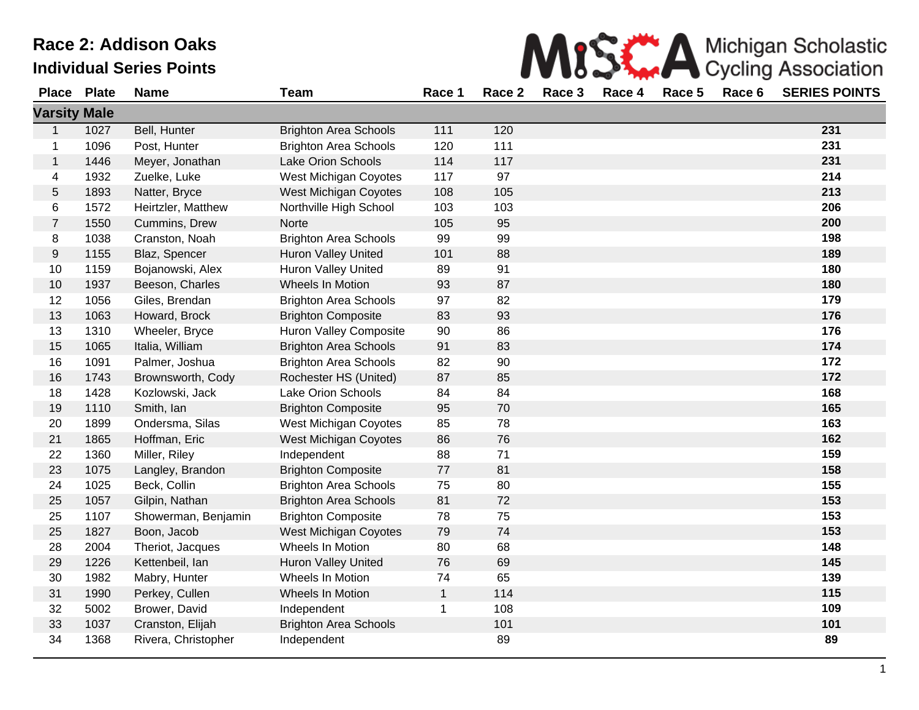# Race 2: Addison Oaks

## Individual Series Points

Michigan Scholastic Cycling Association

| Place | Plate | Name | Team | Race 1 | Race 2 | Race 3 | Race 4 | Race 5 | Race 6 | SERIES POINTS |
|---|---|---|---|---|---|---|---|---|---|---|
| **Varsity Male** | | | | | | | | | | |
| 1 | 1027 | Bell, Hunter | Brighton Area Schools | 111 | 120 | | | | | **231** |
| 1 | 1096 | Post, Hunter | Brighton Area Schools | 120 | 111 | | | | | **231** |
| 1 | 1446 | Meyer, Jonathan | Lake Orion Schools | 114 | 117 | | | | | **231** |
| 4 | 1932 | Zuelke, Luke | West Michigan Coyotes | 117 | 97 | | | | | **214** |
| 5 | 1893 | Natter, Bryce | West Michigan Coyotes | 108 | 105 | | | | | **213** |
| 6 | 1572 | Heirtzler, Matthew | Northville High School | 103 | 103 | | | | | **206** |
| 7 | 1550 | Cummins, Drew | Norte | 105 | 95 | | | | | **200** |
| 8 | 1038 | Cranston, Noah | Brighton Area Schools | 99 | 99 | | | | | **198** |
| 9 | 1155 | Blaz, Spencer | Huron Valley United | 101 | 88 | | | | | **189** |
| 10 | 1159 | Bojanowski, Alex | Huron Valley United | 89 | 91 | | | | | **180** |
| 10 | 1937 | Beeson, Charles | Wheels In Motion | 93 | 87 | | | | | **180** |
| 12 | 1056 | Giles, Brendan | Brighton Area Schools | 97 | 82 | | | | | **179** |
| 13 | 1063 | Howard, Brock | Brighton Composite | 83 | 93 | | | | | **176** |
| 13 | 1310 | Wheeler, Bryce | Huron Valley Composite | 90 | 86 | | | | | **176** |
| 15 | 1065 | Italia, William | Brighton Area Schools | 91 | 83 | | | | | **174** |
| 16 | 1091 | Palmer, Joshua | Brighton Area Schools | 82 | 90 | | | | | **172** |
| 16 | 1743 | Brownsworth, Cody | Rochester HS (United) | 87 | 85 | | | | | **172** |
| 18 | 1428 | Kozlowski, Jack | Lake Orion Schools | 84 | 84 | | | | | **168** |
| 19 | 1110 | Smith, Ian | Brighton Composite | 95 | 70 | | | | | **165** |
| 20 | 1899 | Ondersma, Silas | West Michigan Coyotes | 85 | 78 | | | | | **163** |
| 21 | 1865 | Hoffman, Eric | West Michigan Coyotes | 86 | 76 | | | | | **162** |
| 22 | 1360 | Miller, Riley | Independent | 88 | 71 | | | | | **159** |
| 23 | 1075 | Langley, Brandon | Brighton Composite | 77 | 81 | | | | | **158** |
| 24 | 1025 | Beck, Collin | Brighton Area Schools | 75 | 80 | | | | | **155** |
| 25 | 1057 | Gilpin, Nathan | Brighton Area Schools | 81 | 72 | | | | | **153** |
| 25 | 1107 | Showerman, Benjamin | Brighton Composite | 78 | 75 | | | | | **153** |
| 25 | 1827 | Boon, Jacob | West Michigan Coyotes | 79 | 74 | | | | | **153** |
| 28 | 2004 | Theriot, Jacques | Wheels In Motion | 80 | 68 | | | | | **148** |
| 29 | 1226 | Kettenbeil, Ian | Huron Valley United | 76 | 69 | | | | | **145** |
| 30 | 1982 | Mabry, Hunter | Wheels In Motion | 74 | 65 | | | | | **139** |
| 31 | 1990 | Perkey, Cullen | Wheels In Motion | 1 | 114 | | | | | **115** |
| 32 | 5002 | Brower, David | Independent | 1 | 108 | | | | | **109** |
| 33 | 1037 | Cranston, Elijah | Brighton Area Schools | | 101 | | | | | **101** |
| 34 | 1368 | Rivera, Christopher | Independent | | 89 | | | | | **89** |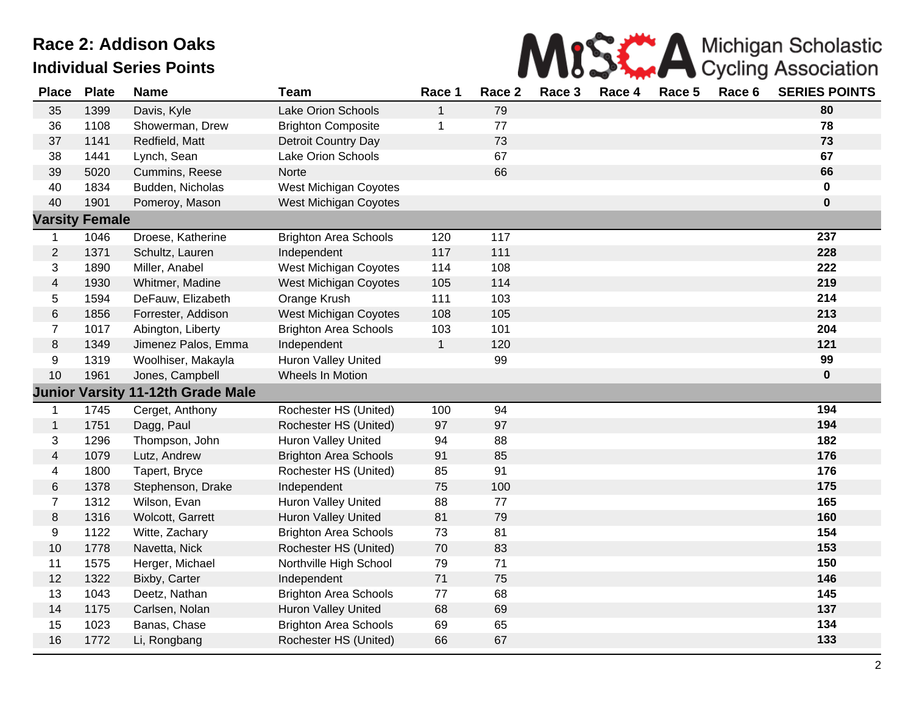# Race 2: Addison Oaks

## Individual Series Points

Michigan Scholastic Cycling Association

| Place | Plate | Name | Team | Race 1 | Race 2 | Race 3 | Race 4 | Race 5 | Race 6 | SERIES POINTS |
|---|---|---|---|---|---|---|---|---|---|---|
| 35 | 1399 | Davis, Kyle | Lake Orion Schools | 1 | 79 | | | | | **80** |
| 36 | 1108 | Showerman, Drew | Brighton Composite | 1 | 77 | | | | | **78** |
| 37 | 1141 | Redfield, Matt | Detroit Country Day | | 73 | | | | | **73** |
| 38 | 1441 | Lynch, Sean | Lake Orion Schools | | 67 | | | | | **67** |
| 39 | 5020 | Cummins, Reese | Norte | | 66 | | | | | **66** |
| 40 | 1834 | Budden, Nicholas | West Michigan Coyotes | | | | | | | **0** |
| 40 | 1901 | Pomeroy, Mason | West Michigan Coyotes | | | | | | | **0** |
| **Varsity Female** | | | | | | | | | | |
| 1 | 1046 | Droese, Katherine | Brighton Area Schools | 120 | 117 | | | | | **237** |
| 2 | 1371 | Schultz, Lauren | Independent | 117 | 111 | | | | | **228** |
| 3 | 1890 | Miller, Anabel | West Michigan Coyotes | 114 | 108 | | | | | **222** |
| 4 | 1930 | Whitmer, Madine | West Michigan Coyotes | 105 | 114 | | | | | **219** |
| 5 | 1594 | DeFauw, Elizabeth | Orange Krush | 111 | 103 | | | | | **214** |
| 6 | 1856 | Forrester, Addison | West Michigan Coyotes | 108 | 105 | | | | | **213** |
| 7 | 1017 | Abington, Liberty | Brighton Area Schools | 103 | 101 | | | | | **204** |
| 8 | 1349 | Jimenez Palos, Emma | Independent | 1 | 120 | | | | | **121** |
| 9 | 1319 | Woolhiser, Makayla | Huron Valley United | | 99 | | | | | **99** |
| 10 | 1961 | Jones, Campbell | Wheels In Motion | | | | | | | **0** |
| **Junior Varsity 11-12th Grade Male** | | | | | | | | | | |
| 1 | 1745 | Cerget, Anthony | Rochester HS (United) | 100 | 94 | | | | | **194** |
| 1 | 1751 | Dagg, Paul | Rochester HS (United) | 97 | 97 | | | | | **194** |
| 3 | 1296 | Thompson, John | Huron Valley United | 94 | 88 | | | | | **182** |
| 4 | 1079 | Lutz, Andrew | Brighton Area Schools | 91 | 85 | | | | | **176** |
| 4 | 1800 | Tapert, Bryce | Rochester HS (United) | 85 | 91 | | | | | **176** |
| 6 | 1378 | Stephenson, Drake | Independent | 75 | 100 | | | | | **175** |
| 7 | 1312 | Wilson, Evan | Huron Valley United | 88 | 77 | | | | | **165** |
| 8 | 1316 | Wolcott, Garrett | Huron Valley United | 81 | 79 | | | | | **160** |
| 9 | 1122 | Witte, Zachary | Brighton Area Schools | 73 | 81 | | | | | **154** |
| 10 | 1778 | Navetta, Nick | Rochester HS (United) | 70 | 83 | | | | | **153** |
| 11 | 1575 | Herger, Michael | Northville High School | 79 | 71 | | | | | **150** |
| 12 | 1322 | Bixby, Carter | Independent | 71 | 75 | | | | | **146** |
| 13 | 1043 | Deetz, Nathan | Brighton Area Schools | 77 | 68 | | | | | **145** |
| 14 | 1175 | Carlsen, Nolan | Huron Valley United | 68 | 69 | | | | | **137** |
| 15 | 1023 | Banas, Chase | Brighton Area Schools | 69 | 65 | | | | | **134** |
| 16 | 1772 | Li, Rongbang | Rochester HS (United) | 66 | 67 | | | | | **133** |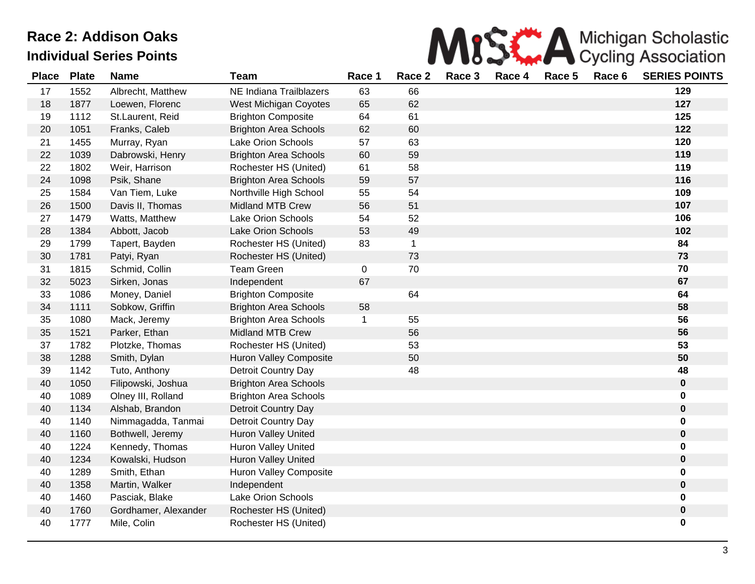# Race 2: Addison Oaks

## Individual Series Points

Michigan Scholastic Cycling Association

| Place | Plate | Name | Team | Race 1 | Race 2 | Race 3 | Race 4 | Race 5 | Race 6 | SERIES POINTS |
|---|---|---|---|---|---|---|---|---|---|---|
| 17 | 1552 | Albrecht, Matthew | NE Indiana Trailblazers | 63 | 66 | | | | | **129** |
| 18 | 1877 | Loewen, Florenc | West Michigan Coyotes | 65 | 62 | | | | | **127** |
| 19 | 1112 | St.Laurent, Reid | Brighton Composite | 64 | 61 | | | | | **125** |
| 20 | 1051 | Franks, Caleb | Brighton Area Schools | 62 | 60 | | | | | **122** |
| 21 | 1455 | Murray, Ryan | Lake Orion Schools | 57 | 63 | | | | | **120** |
| 22 | 1039 | Dabrowski, Henry | Brighton Area Schools | 60 | 59 | | | | | **119** |
| 22 | 1802 | Weir, Harrison | Rochester HS (United) | 61 | 58 | | | | | **119** |
| 24 | 1098 | Psik, Shane | Brighton Area Schools | 59 | 57 | | | | | **116** |
| 25 | 1584 | Van Tiem, Luke | Northville High School | 55 | 54 | | | | | **109** |
| 26 | 1500 | Davis II, Thomas | Midland MTB Crew | 56 | 51 | | | | | **107** |
| 27 | 1479 | Watts, Matthew | Lake Orion Schools | 54 | 52 | | | | | **106** |
| 28 | 1384 | Abbott, Jacob | Lake Orion Schools | 53 | 49 | | | | | **102** |
| 29 | 1799 | Tapert, Bayden | Rochester HS (United) | 83 | 1 | | | | | **84** |
| 30 | 1781 | Patyi, Ryan | Rochester HS (United) | | 73 | | | | | **73** |
| 31 | 1815 | Schmid, Collin | Team Green | 0 | 70 | | | | | **70** |
| 32 | 5023 | Sirken, Jonas | Independent | 67 | | | | | | **67** |
| 33 | 1086 | Money, Daniel | Brighton Composite | | 64 | | | | | **64** |
| 34 | 1111 | Sobkow, Griffin | Brighton Area Schools | 58 | | | | | | **58** |
| 35 | 1080 | Mack, Jeremy | Brighton Area Schools | 1 | 55 | | | | | **56** |
| 35 | 1521 | Parker, Ethan | Midland MTB Crew | | 56 | | | | | **56** |
| 37 | 1782 | Plotzke, Thomas | Rochester HS (United) | | 53 | | | | | **53** |
| 38 | 1288 | Smith, Dylan | Huron Valley Composite | | 50 | | | | | **50** |
| 39 | 1142 | Tuto, Anthony | Detroit Country Day | | 48 | | | | | **48** |
| 40 | 1050 | Filipowski, Joshua | Brighton Area Schools | | | | | | | **0** |
| 40 | 1089 | Olney III, Rolland | Brighton Area Schools | | | | | | | **0** |
| 40 | 1134 | Alshab, Brandon | Detroit Country Day | | | | | | | **0** |
| 40 | 1140 | Nimmagadda, Tanmai | Detroit Country Day | | | | | | | **0** |
| 40 | 1160 | Bothwell, Jeremy | Huron Valley United | | | | | | | **0** |
| 40 | 1224 | Kennedy, Thomas | Huron Valley United | | | | | | | **0** |
| 40 | 1234 | Kowalski, Hudson | Huron Valley United | | | | | | | **0** |
| 40 | 1289 | Smith, Ethan | Huron Valley Composite | | | | | | | **0** |
| 40 | 1358 | Martin, Walker | Independent | | | | | | | **0** |
| 40 | 1460 | Pasciak, Blake | Lake Orion Schools | | | | | | | **0** |
| 40 | 1760 | Gordhamer, Alexander | Rochester HS (United) | | | | | | | **0** |
| 40 | 1777 | Mile, Colin | Rochester HS (United) | | | | | | | **0** |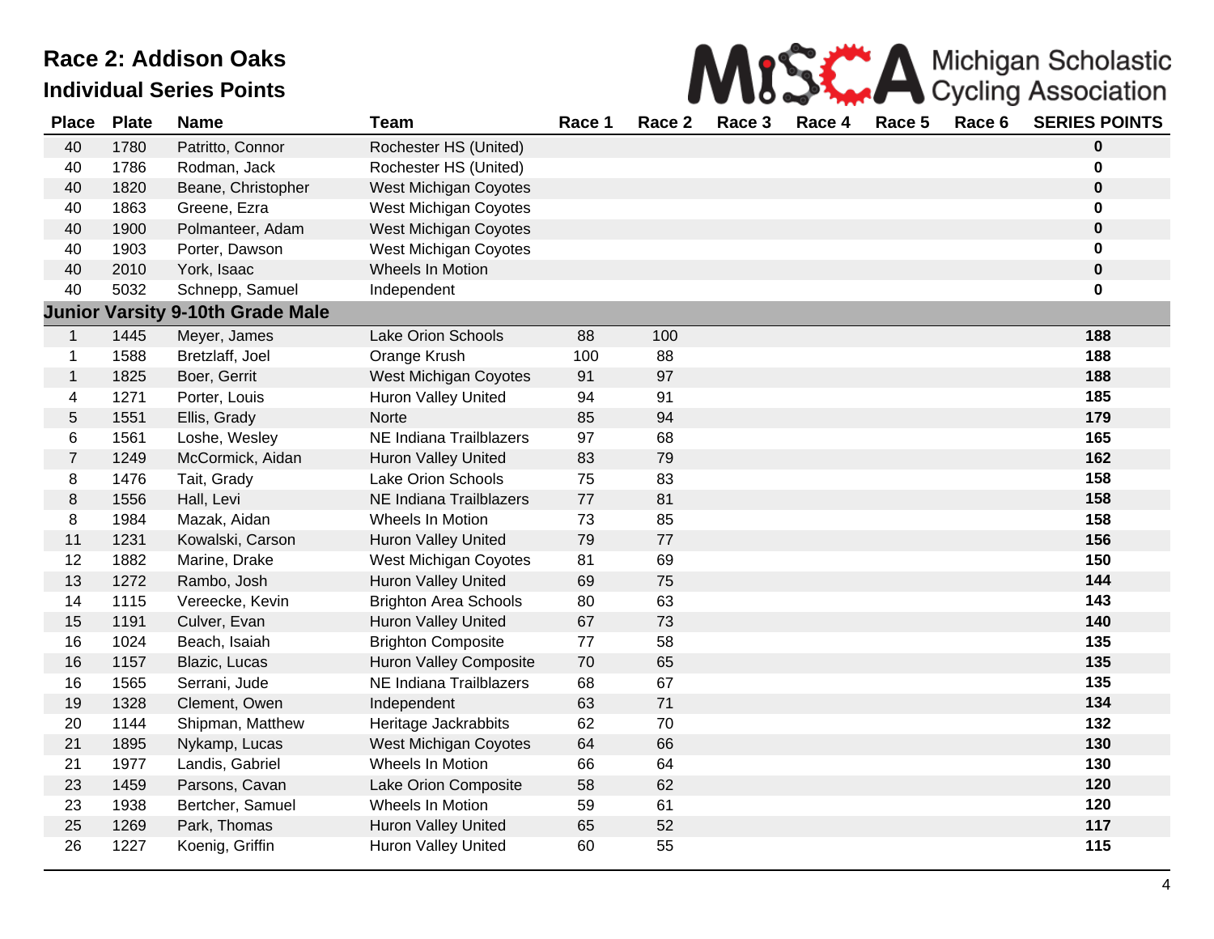# Race 2: Addison Oaks

## Individual Series Points

Michigan Scholastic Cycling Association

| Place | Plate | Name | Team | Race 1 | Race 2 | Race 3 | Race 4 | Race 5 | Race 6 | SERIES POINTS |
|---|---|---|---|---|---|---|---|---|---|---|
| 40 | 1780 | Patritto, Connor | Rochester HS (United) | | | | | | | **0** |
| 40 | 1786 | Rodman, Jack | Rochester HS (United) | | | | | | | **0** |
| 40 | 1820 | Beane, Christopher | West Michigan Coyotes | | | | | | | **0** |
| 40 | 1863 | Greene, Ezra | West Michigan Coyotes | | | | | | | **0** |
| 40 | 1900 | Polmanteer, Adam | West Michigan Coyotes | | | | | | | **0** |
| 40 | 1903 | Porter, Dawson | West Michigan Coyotes | | | | | | | **0** |
| 40 | 2010 | York, Isaac | Wheels In Motion | | | | | | | **0** |
| 40 | 5032 | Schnepp, Samuel | Independent | | | | | | | **0** |
| **Junior Varsity 9-10th Grade Male** | | | | | | | | | | |
| 1 | 1445 | Meyer, James | Lake Orion Schools | 88 | 100 | | | | | **188** |
| 1 | 1588 | Bretzlaff, Joel | Orange Krush | 100 | 88 | | | | | **188** |
| 1 | 1825 | Boer, Gerrit | West Michigan Coyotes | 91 | 97 | | | | | **188** |
| 4 | 1271 | Porter, Louis | Huron Valley United | 94 | 91 | | | | | **185** |
| 5 | 1551 | Ellis, Grady | Norte | 85 | 94 | | | | | **179** |
| 6 | 1561 | Loshe, Wesley | NE Indiana Trailblazers | 97 | 68 | | | | | **165** |
| 7 | 1249 | McCormick, Aidan | Huron Valley United | 83 | 79 | | | | | **162** |
| 8 | 1476 | Tait, Grady | Lake Orion Schools | 75 | 83 | | | | | **158** |
| 8 | 1556 | Hall, Levi | NE Indiana Trailblazers | 77 | 81 | | | | | **158** |
| 8 | 1984 | Mazak, Aidan | Wheels In Motion | 73 | 85 | | | | | **158** |
| 11 | 1231 | Kowalski, Carson | Huron Valley United | 79 | 77 | | | | | **156** |
| 12 | 1882 | Marine, Drake | West Michigan Coyotes | 81 | 69 | | | | | **150** |
| 13 | 1272 | Rambo, Josh | Huron Valley United | 69 | 75 | | | | | **144** |
| 14 | 1115 | Vereecke, Kevin | Brighton Area Schools | 80 | 63 | | | | | **143** |
| 15 | 1191 | Culver, Evan | Huron Valley United | 67 | 73 | | | | | **140** |
| 16 | 1024 | Beach, Isaiah | Brighton Composite | 77 | 58 | | | | | **135** |
| 16 | 1157 | Blazic, Lucas | Huron Valley Composite | 70 | 65 | | | | | **135** |
| 16 | 1565 | Serrani, Jude | NE Indiana Trailblazers | 68 | 67 | | | | | **135** |
| 19 | 1328 | Clement, Owen | Independent | 63 | 71 | | | | | **134** |
| 20 | 1144 | Shipman, Matthew | Heritage Jackrabbits | 62 | 70 | | | | | **132** |
| 21 | 1895 | Nykamp, Lucas | West Michigan Coyotes | 64 | 66 | | | | | **130** |
| 21 | 1977 | Landis, Gabriel | Wheels In Motion | 66 | 64 | | | | | **130** |
| 23 | 1459 | Parsons, Cavan | Lake Orion Composite | 58 | 62 | | | | | **120** |
| 23 | 1938 | Bertcher, Samuel | Wheels In Motion | 59 | 61 | | | | | **120** |
| 25 | 1269 | Park, Thomas | Huron Valley United | 65 | 52 | | | | | **117** |
| 26 | 1227 | Koenig, Griffin | Huron Valley United | 60 | 55 | | | | | **115** |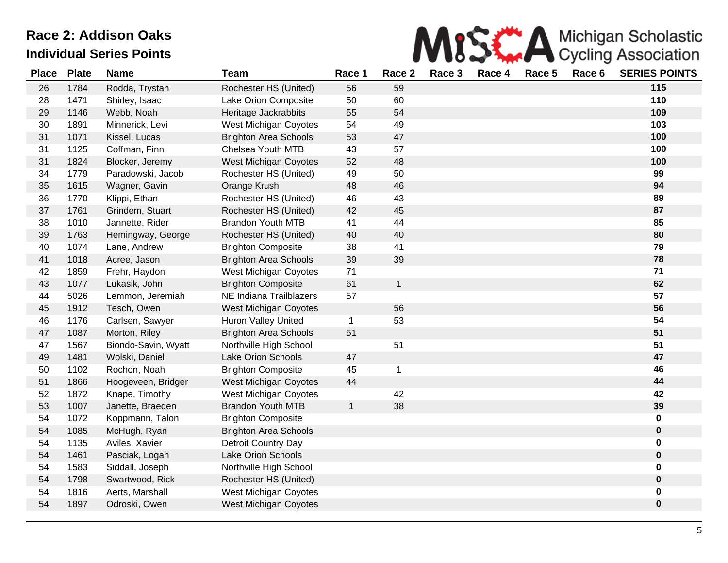# Race 2: Addison Oaks

## Individual Series Points

Michigan Scholastic Cycling Association

| Place | Plate | Name | Team | Race 1 | Race 2 | Race 3 | Race 4 | Race 5 | Race 6 | SERIES POINTS |
|---|---|---|---|---|---|---|---|---|---|---|
| 26 | 1784 | Rodda, Trystan | Rochester HS (United) | 56 | 59 | | | | | **115** |
| 28 | 1471 | Shirley, Isaac | Lake Orion Composite | 50 | 60 | | | | | **110** |
| 29 | 1146 | Webb, Noah | Heritage Jackrabbits | 55 | 54 | | | | | **109** |
| 30 | 1891 | Minnerick, Levi | West Michigan Coyotes | 54 | 49 | | | | | **103** |
| 31 | 1071 | Kissel, Lucas | Brighton Area Schools | 53 | 47 | | | | | **100** |
| 31 | 1125 | Coffman, Finn | Chelsea Youth MTB | 43 | 57 | | | | | **100** |
| 31 | 1824 | Blocker, Jeremy | West Michigan Coyotes | 52 | 48 | | | | | **100** |
| 34 | 1779 | Paradowski, Jacob | Rochester HS (United) | 49 | 50 | | | | | **99** |
| 35 | 1615 | Wagner, Gavin | Orange Krush | 48 | 46 | | | | | **94** |
| 36 | 1770 | Klippi, Ethan | Rochester HS (United) | 46 | 43 | | | | | **89** |
| 37 | 1761 | Grindem, Stuart | Rochester HS (United) | 42 | 45 | | | | | **87** |
| 38 | 1010 | Jannette, Rider | Brandon Youth MTB | 41 | 44 | | | | | **85** |
| 39 | 1763 | Hemingway, George | Rochester HS (United) | 40 | 40 | | | | | **80** |
| 40 | 1074 | Lane, Andrew | Brighton Composite | 38 | 41 | | | | | **79** |
| 41 | 1018 | Acree, Jason | Brighton Area Schools | 39 | 39 | | | | | **78** |
| 42 | 1859 | Frehr, Haydon | West Michigan Coyotes | 71 | | | | | | **71** |
| 43 | 1077 | Lukasik, John | Brighton Composite | 61 | 1 | | | | | **62** |
| 44 | 5026 | Lemmon, Jeremiah | NE Indiana Trailblazers | 57 | | | | | | **57** |
| 45 | 1912 | Tesch, Owen | West Michigan Coyotes | | 56 | | | | | **56** |
| 46 | 1176 | Carlsen, Sawyer | Huron Valley United | 1 | 53 | | | | | **54** |
| 47 | 1087 | Morton, Riley | Brighton Area Schools | 51 | | | | | | **51** |
| 47 | 1567 | Biondo-Savin, Wyatt | Northville High School | | 51 | | | | | **51** |
| 49 | 1481 | Wolski, Daniel | Lake Orion Schools | 47 | | | | | | **47** |
| 50 | 1102 | Rochon, Noah | Brighton Composite | 45 | 1 | | | | | **46** |
| 51 | 1866 | Hoogeveen, Bridger | West Michigan Coyotes | 44 | | | | | | **44** |
| 52 | 1872 | Knape, Timothy | West Michigan Coyotes | | 42 | | | | | **42** |
| 53 | 1007 | Janette, Braeden | Brandon Youth MTB | 1 | 38 | | | | | **39** |
| 54 | 1072 | Koppmann, Talon | Brighton Composite | | | | | | | **0** |
| 54 | 1085 | McHugh, Ryan | Brighton Area Schools | | | | | | | **0** |
| 54 | 1135 | Aviles, Xavier | Detroit Country Day | | | | | | | **0** |
| 54 | 1461 | Pasciak, Logan | Lake Orion Schools | | | | | | | **0** |
| 54 | 1583 | Siddall, Joseph | Northville High School | | | | | | | **0** |
| 54 | 1798 | Swartwood, Rick | Rochester HS (United) | | | | | | | **0** |
| 54 | 1816 | Aerts, Marshall | West Michigan Coyotes | | | | | | | **0** |
| 54 | 1897 | Odroski, Owen | West Michigan Coyotes | | | | | | | **0** |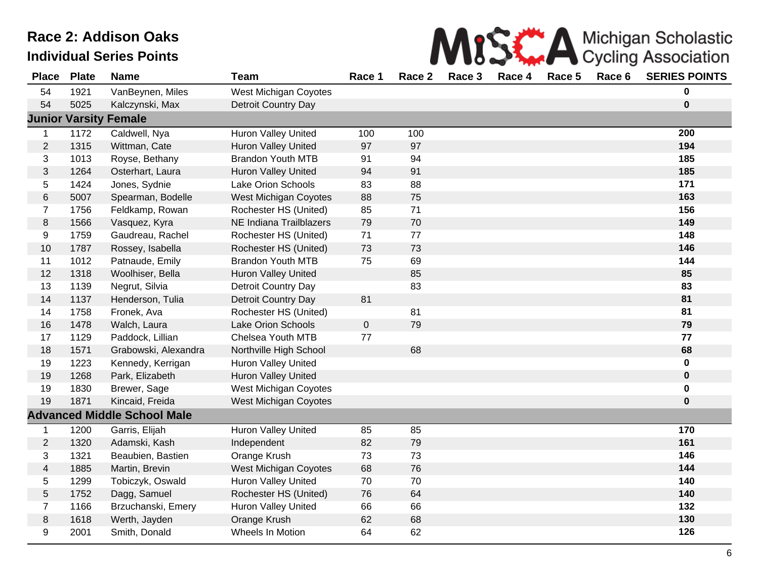## Race 2: Addison Oaks

### Individual Series Points

| Place | Plate | Name | Team | Race 1 | Race 2 | Race 3 | Race 4 | Race 5 | Race 6 | SERIES POINTS |
|---|---|---|---|---|---|---|---|---|---|---|
| 54 | 1921 | VanBeynen, Miles | West Michigan Coyotes | | | | | | | **0** |
| 54 | 5025 | Kalczynski, Max | Detroit Country Day | | | | | | | **0** |
| **Junior Varsity Female** | | | | | | | | | | |
| 1 | 1172 | Caldwell, Nya | Huron Valley United | 100 | 100 | | | | | **200** |
| 2 | 1315 | Wittman, Cate | Huron Valley United | 97 | 97 | | | | | **194** |
| 3 | 1013 | Royse, Bethany | Brandon Youth MTB | 91 | 94 | | | | | **185** |
| 3 | 1264 | Osterhart, Laura | Huron Valley United | 94 | 91 | | | | | **185** |
| 5 | 1424 | Jones, Sydnie | Lake Orion Schools | 83 | 88 | | | | | **171** |
| 6 | 5007 | Spearman, Bodelle | West Michigan Coyotes | 88 | 75 | | | | | **163** |
| 7 | 1756 | Feldkamp, Rowan | Rochester HS (United) | 85 | 71 | | | | | **156** |
| 8 | 1566 | Vasquez, Kyra | NE Indiana Trailblazers | 79 | 70 | | | | | **149** |
| 9 | 1759 | Gaudreau, Rachel | Rochester HS (United) | 71 | 77 | | | | | **148** |
| 10 | 1787 | Rossey, Isabella | Rochester HS (United) | 73 | 73 | | | | | **146** |
| 11 | 1012 | Patnaude, Emily | Brandon Youth MTB | 75 | 69 | | | | | **144** |
| 12 | 1318 | Woolhiser, Bella | Huron Valley United | | 85 | | | | | **85** |
| 13 | 1139 | Negrut, Silvia | Detroit Country Day | | 83 | | | | | **83** |
| 14 | 1137 | Henderson, Tulia | Detroit Country Day | 81 | | | | | | **81** |
| 14 | 1758 | Fronek, Ava | Rochester HS (United) | | 81 | | | | | **81** |
| 16 | 1478 | Walch, Laura | Lake Orion Schools | 0 | 79 | | | | | **79** |
| 17 | 1129 | Paddock, Lillian | Chelsea Youth MTB | 77 | | | | | | **77** |
| 18 | 1571 | Grabowski, Alexandra | Northville High School | | 68 | | | | | **68** |
| 19 | 1223 | Kennedy, Kerrigan | Huron Valley United | | | | | | | **0** |
| 19 | 1268 | Park, Elizabeth | Huron Valley United | | | | | | | **0** |
| 19 | 1830 | Brewer, Sage | West Michigan Coyotes | | | | | | | **0** |
| 19 | 1871 | Kincaid, Freida | West Michigan Coyotes | | | | | | | **0** |
| **Advanced Middle School Male** | | | | | | | | | | |
| 1 | 1200 | Garris, Elijah | Huron Valley United | 85 | 85 | | | | | **170** |
| 2 | 1320 | Adamski, Kash | Independent | 82 | 79 | | | | | **161** |
| 3 | 1321 | Beaubien, Bastien | Orange Krush | 73 | 73 | | | | | **146** |
| 4 | 1885 | Martin, Brevin | West Michigan Coyotes | 68 | 76 | | | | | **144** |
| 5 | 1299 | Tobiczyk, Oswald | Huron Valley United | 70 | 70 | | | | | **140** |
| 5 | 1752 | Dagg, Samuel | Rochester HS (United) | 76 | 64 | | | | | **140** |
| 7 | 1166 | Brzuchanski, Emery | Huron Valley United | 66 | 66 | | | | | **132** |
| 8 | 1618 | Werth, Jayden | Orange Krush | 62 | 68 | | | | | **130** |
| 9 | 2001 | Smith, Donald | Wheels In Motion | 64 | 62 | | | | | **126** |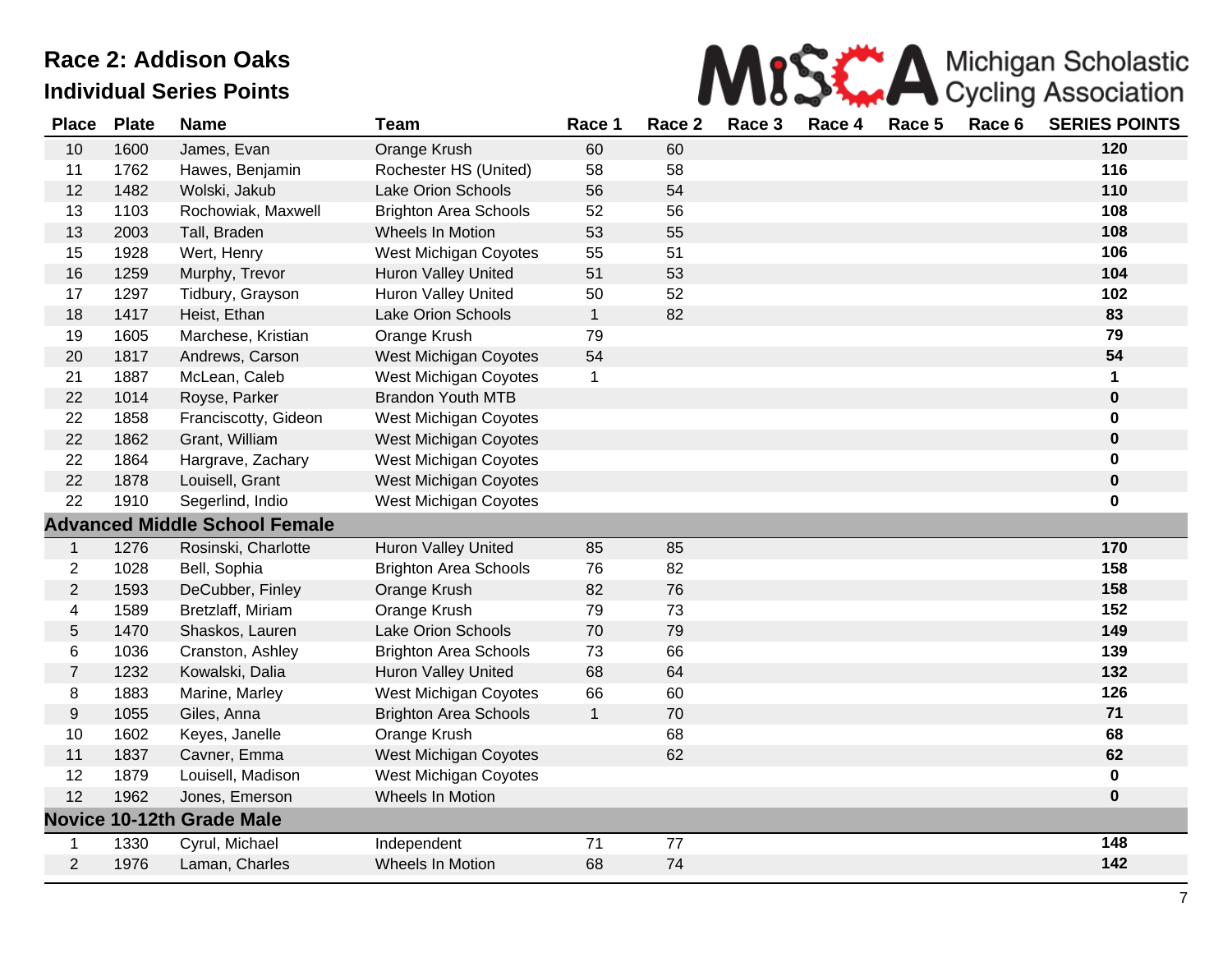# Race 2: Addison Oaks

## Individual Series Points

MiSCA Michigan Scholastic Cycling Association

| Place | Plate | Name | Team | Race 1 | Race 2 | Race 3 | Race 4 | Race 5 | Race 6 | SERIES POINTS |
|---|---|---|---|---|---|---|---|---|---|---|
| 10 | 1600 | James, Evan | Orange Krush | 60 | 60 | | | | | **120** |
| 11 | 1762 | Hawes, Benjamin | Rochester HS (United) | 58 | 58 | | | | | **116** |
| 12 | 1482 | Wolski, Jakub | Lake Orion Schools | 56 | 54 | | | | | **110** |
| 13 | 1103 | Rochowiak, Maxwell | Brighton Area Schools | 52 | 56 | | | | | **108** |
| 13 | 2003 | Tall, Braden | Wheels In Motion | 53 | 55 | | | | | **108** |
| 15 | 1928 | Wert, Henry | West Michigan Coyotes | 55 | 51 | | | | | **106** |
| 16 | 1259 | Murphy, Trevor | Huron Valley United | 51 | 53 | | | | | **104** |
| 17 | 1297 | Tidbury, Grayson | Huron Valley United | 50 | 52 | | | | | **102** |
| 18 | 1417 | Heist, Ethan | Lake Orion Schools | 1 | 82 | | | | | **83** |
| 19 | 1605 | Marchese, Kristian | Orange Krush | 79 | | | | | | **79** |
| 20 | 1817 | Andrews, Carson | West Michigan Coyotes | 54 | | | | | | **54** |
| 21 | 1887 | McLean, Caleb | West Michigan Coyotes | 1 | | | | | | **1** |
| 22 | 1014 | Royse, Parker | Brandon Youth MTB | | | | | | | **0** |
| 22 | 1858 | Franciscotty, Gideon | West Michigan Coyotes | | | | | | | **0** |
| 22 | 1862 | Grant, William | West Michigan Coyotes | | | | | | | **0** |
| 22 | 1864 | Hargrave, Zachary | West Michigan Coyotes | | | | | | | **0** |
| 22 | 1878 | Louisell, Grant | West Michigan Coyotes | | | | | | | **0** |
| 22 | 1910 | Segerlind, Indio | West Michigan Coyotes | | | | | | | **0** |
| **Advanced Middle School Female** | | | | | | | | | | |
| 1 | 1276 | Rosinski, Charlotte | Huron Valley United | 85 | 85 | | | | | **170** |
| 2 | 1028 | Bell, Sophia | Brighton Area Schools | 76 | 82 | | | | | **158** |
| 2 | 1593 | DeCubber, Finley | Orange Krush | 82 | 76 | | | | | **158** |
| 4 | 1589 | Bretzlaff, Miriam | Orange Krush | 79 | 73 | | | | | **152** |
| 5 | 1470 | Shaskos, Lauren | Lake Orion Schools | 70 | 79 | | | | | **149** |
| 6 | 1036 | Cranston, Ashley | Brighton Area Schools | 73 | 66 | | | | | **139** |
| 7 | 1232 | Kowalski, Dalia | Huron Valley United | 68 | 64 | | | | | **132** |
| 8 | 1883 | Marine, Marley | West Michigan Coyotes | 66 | 60 | | | | | **126** |
| 9 | 1055 | Giles, Anna | Brighton Area Schools | 1 | 70 | | | | | **71** |
| 10 | 1602 | Keyes, Janelle | Orange Krush | | 68 | | | | | **68** |
| 11 | 1837 | Cavner, Emma | West Michigan Coyotes | | 62 | | | | | **62** |
| 12 | 1879 | Louisell, Madison | West Michigan Coyotes | | | | | | | **0** |
| 12 | 1962 | Jones, Emerson | Wheels In Motion | | | | | | | **0** |
| **Novice 10-12th Grade Male** | | | | | | | | | | |
| 1 | 1330 | Cyrul, Michael | Independent | 71 | 77 | | | | | **148** |
| 2 | 1976 | Laman, Charles | Wheels In Motion | 68 | 74 | | | | | **142** |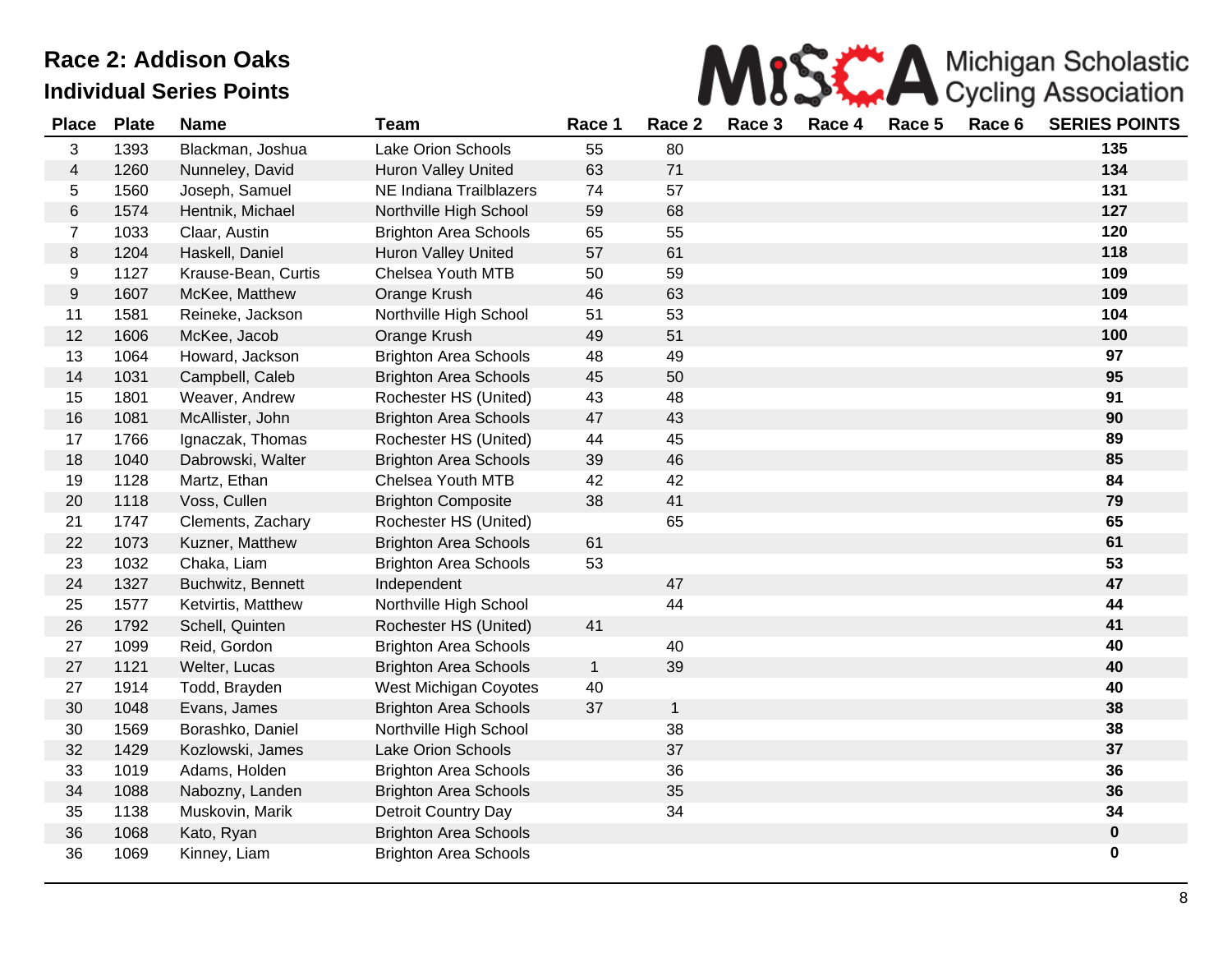# Race 2: Addison Oaks

## Individual Series Points

Michigan Scholastic Cycling Association

| Place | Plate | Name | Team | Race 1 | Race 2 | Race 3 | Race 4 | Race 5 | Race 6 | SERIES POINTS |
|---|---|---|---|---|---|---|---|---|---|---|
| 3 | 1393 | Blackman, Joshua | Lake Orion Schools | 55 | 80 | | | | | **135** |
| 4 | 1260 | Nunneley, David | Huron Valley United | 63 | 71 | | | | | **134** |
| 5 | 1560 | Joseph, Samuel | NE Indiana Trailblazers | 74 | 57 | | | | | **131** |
| 6 | 1574 | Hentnik, Michael | Northville High School | 59 | 68 | | | | | **127** |
| 7 | 1033 | Claar, Austin | Brighton Area Schools | 65 | 55 | | | | | **120** |
| 8 | 1204 | Haskell, Daniel | Huron Valley United | 57 | 61 | | | | | **118** |
| 9 | 1127 | Krause-Bean, Curtis | Chelsea Youth MTB | 50 | 59 | | | | | **109** |
| 9 | 1607 | McKee, Matthew | Orange Krush | 46 | 63 | | | | | **109** |
| 11 | 1581 | Reineke, Jackson | Northville High School | 51 | 53 | | | | | **104** |
| 12 | 1606 | McKee, Jacob | Orange Krush | 49 | 51 | | | | | **100** |
| 13 | 1064 | Howard, Jackson | Brighton Area Schools | 48 | 49 | | | | | **97** |
| 14 | 1031 | Campbell, Caleb | Brighton Area Schools | 45 | 50 | | | | | **95** |
| 15 | 1801 | Weaver, Andrew | Rochester HS (United) | 43 | 48 | | | | | **91** |
| 16 | 1081 | McAllister, John | Brighton Area Schools | 47 | 43 | | | | | **90** |
| 17 | 1766 | Ignaczak, Thomas | Rochester HS (United) | 44 | 45 | | | | | **89** |
| 18 | 1040 | Dabrowski, Walter | Brighton Area Schools | 39 | 46 | | | | | **85** |
| 19 | 1128 | Martz, Ethan | Chelsea Youth MTB | 42 | 42 | | | | | **84** |
| 20 | 1118 | Voss, Cullen | Brighton Composite | 38 | 41 | | | | | **79** |
| 21 | 1747 | Clements, Zachary | Rochester HS (United) | | 65 | | | | | **65** |
| 22 | 1073 | Kuzner, Matthew | Brighton Area Schools | 61 | | | | | | **61** |
| 23 | 1032 | Chaka, Liam | Brighton Area Schools | 53 | | | | | | **53** |
| 24 | 1327 | Buchwitz, Bennett | Independent | | 47 | | | | | **47** |
| 25 | 1577 | Ketvirtis, Matthew | Northville High School | | 44 | | | | | **44** |
| 26 | 1792 | Schell, Quinten | Rochester HS (United) | 41 | | | | | | **41** |
| 27 | 1099 | Reid, Gordon | Brighton Area Schools | | 40 | | | | | **40** |
| 27 | 1121 | Welter, Lucas | Brighton Area Schools | 1 | 39 | | | | | **40** |
| 27 | 1914 | Todd, Brayden | West Michigan Coyotes | 40 | | | | | | **40** |
| 30 | 1048 | Evans, James | Brighton Area Schools | 37 | 1 | | | | | **38** |
| 30 | 1569 | Borashko, Daniel | Northville High School | | 38 | | | | | **38** |
| 32 | 1429 | Kozlowski, James | Lake Orion Schools | | 37 | | | | | **37** |
| 33 | 1019 | Adams, Holden | Brighton Area Schools | | 36 | | | | | **36** |
| 34 | 1088 | Nabozny, Landen | Brighton Area Schools | | 35 | | | | | **36** |
| 35 | 1138 | Muskovin, Marik | Detroit Country Day | | 34 | | | | | **34** |
| 36 | 1068 | Kato, Ryan | Brighton Area Schools | | | | | | | **0** |
| 36 | 1069 | Kinney, Liam | Brighton Area Schools | | | | | | | **0** |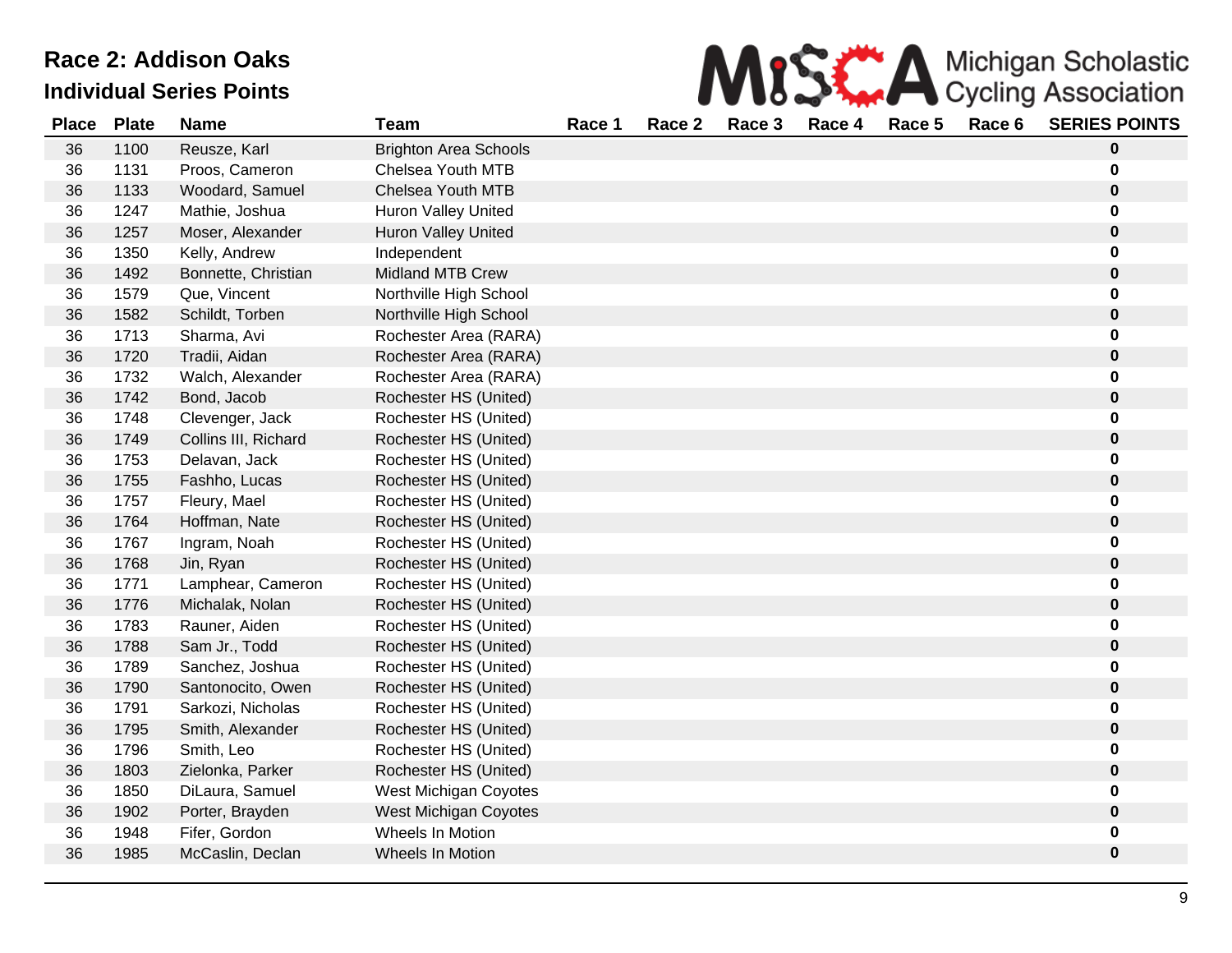# Race 2: Addison Oaks

## Individual Series Points

Michigan Scholastic Cycling Association

| Place | Plate | Name | Team | Race 1 | Race 2 | Race 3 | Race 4 | Race 5 | Race 6 | SERIES POINTS |
|---|---|---|---|---|---|---|---|---|---|---|
| 36 | 1100 | Reusze, Karl | Brighton Area Schools | | | | | | | **0** |
| 36 | 1131 | Proos, Cameron | Chelsea Youth MTB | | | | | | | **0** |
| 36 | 1133 | Woodard, Samuel | Chelsea Youth MTB | | | | | | | **0** |
| 36 | 1247 | Mathie, Joshua | Huron Valley United | | | | | | | **0** |
| 36 | 1257 | Moser, Alexander | Huron Valley United | | | | | | | **0** |
| 36 | 1350 | Kelly, Andrew | Independent | | | | | | | **0** |
| 36 | 1492 | Bonnette, Christian | Midland MTB Crew | | | | | | | **0** |
| 36 | 1579 | Que, Vincent | Northville High School | | | | | | | **0** |
| 36 | 1582 | Schildt, Torben | Northville High School | | | | | | | **0** |
| 36 | 1713 | Sharma, Avi | Rochester Area (RARA) | | | | | | | **0** |
| 36 | 1720 | Tradii, Aidan | Rochester Area (RARA) | | | | | | | **0** |
| 36 | 1732 | Walch, Alexander | Rochester Area (RARA) | | | | | | | **0** |
| 36 | 1742 | Bond, Jacob | Rochester HS (United) | | | | | | | **0** |
| 36 | 1748 | Clevenger, Jack | Rochester HS (United) | | | | | | | **0** |
| 36 | 1749 | Collins III, Richard | Rochester HS (United) | | | | | | | **0** |
| 36 | 1753 | Delavan, Jack | Rochester HS (United) | | | | | | | **0** |
| 36 | 1755 | Fashho, Lucas | Rochester HS (United) | | | | | | | **0** |
| 36 | 1757 | Fleury, Mael | Rochester HS (United) | | | | | | | **0** |
| 36 | 1764 | Hoffman, Nate | Rochester HS (United) | | | | | | | **0** |
| 36 | 1767 | Ingram, Noah | Rochester HS (United) | | | | | | | **0** |
| 36 | 1768 | Jin, Ryan | Rochester HS (United) | | | | | | | **0** |
| 36 | 1771 | Lamphear, Cameron | Rochester HS (United) | | | | | | | **0** |
| 36 | 1776 | Michalak, Nolan | Rochester HS (United) | | | | | | | **0** |
| 36 | 1783 | Rauner, Aiden | Rochester HS (United) | | | | | | | **0** |
| 36 | 1788 | Sam Jr., Todd | Rochester HS (United) | | | | | | | **0** |
| 36 | 1789 | Sanchez, Joshua | Rochester HS (United) | | | | | | | **0** |
| 36 | 1790 | Santonocito, Owen | Rochester HS (United) | | | | | | | **0** |
| 36 | 1791 | Sarkozi, Nicholas | Rochester HS (United) | | | | | | | **0** |
| 36 | 1795 | Smith, Alexander | Rochester HS (United) | | | | | | | **0** |
| 36 | 1796 | Smith, Leo | Rochester HS (United) | | | | | | | **0** |
| 36 | 1803 | Zielonka, Parker | Rochester HS (United) | | | | | | | **0** |
| 36 | 1850 | DiLaura, Samuel | West Michigan Coyotes | | | | | | | **0** |
| 36 | 1902 | Porter, Brayden | West Michigan Coyotes | | | | | | | **0** |
| 36 | 1948 | Fifer, Gordon | Wheels In Motion | | | | | | | **0** |
| 36 | 1985 | McCaslin, Declan | Wheels In Motion | | | | | | | **0** |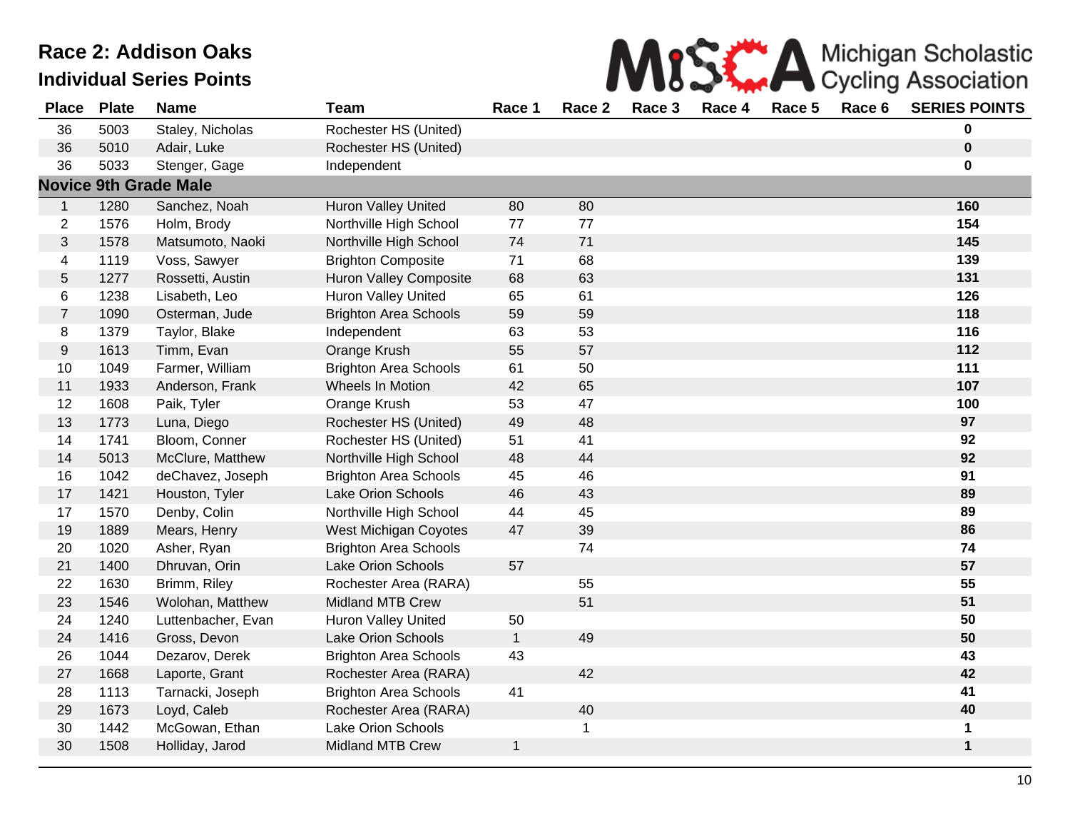# Race 2: Addison Oaks

## Individual Series Points

MiSCA Michigan Scholastic Cycling Association

| Place | Plate | Name | Team | Race 1 | Race 2 | Race 3 | Race 4 | Race 5 | Race 6 | SERIES POINTS |
|---|---|---|---|---|---|---|---|---|---|---|
| 36 | 5003 | Staley, Nicholas | Rochester HS (United) | | | | | | | **0** |
| 36 | 5010 | Adair, Luke | Rochester HS (United) | | | | | | | **0** |
| 36 | 5033 | Stenger, Gage | Independent | | | | | | | **0** |
| **Novice 9th Grade Male** | | | | | | | | | | |
| 1 | 1280 | Sanchez, Noah | Huron Valley United | 80 | 80 | | | | | **160** |
| 2 | 1576 | Holm, Brody | Northville High School | 77 | 77 | | | | | **154** |
| 3 | 1578 | Matsumoto, Naoki | Northville High School | 74 | 71 | | | | | **145** |
| 4 | 1119 | Voss, Sawyer | Brighton Composite | 71 | 68 | | | | | **139** |
| 5 | 1277 | Rossetti, Austin | Huron Valley Composite | 68 | 63 | | | | | **131** |
| 6 | 1238 | Lisabeth, Leo | Huron Valley United | 65 | 61 | | | | | **126** |
| 7 | 1090 | Osterman, Jude | Brighton Area Schools | 59 | 59 | | | | | **118** |
| 8 | 1379 | Taylor, Blake | Independent | 63 | 53 | | | | | **116** |
| 9 | 1613 | Timm, Evan | Orange Krush | 55 | 57 | | | | | **112** |
| 10 | 1049 | Farmer, William | Brighton Area Schools | 61 | 50 | | | | | **111** |
| 11 | 1933 | Anderson, Frank | Wheels In Motion | 42 | 65 | | | | | **107** |
| 12 | 1608 | Paik, Tyler | Orange Krush | 53 | 47 | | | | | **100** |
| 13 | 1773 | Luna, Diego | Rochester HS (United) | 49 | 48 | | | | | **97** |
| 14 | 1741 | Bloom, Conner | Rochester HS (United) | 51 | 41 | | | | | **92** |
| 14 | 5013 | McClure, Matthew | Northville High School | 48 | 44 | | | | | **92** |
| 16 | 1042 | deChavez, Joseph | Brighton Area Schools | 45 | 46 | | | | | **91** |
| 17 | 1421 | Houston, Tyler | Lake Orion Schools | 46 | 43 | | | | | **89** |
| 17 | 1570 | Denby, Colin | Northville High School | 44 | 45 | | | | | **89** |
| 19 | 1889 | Mears, Henry | West Michigan Coyotes | 47 | 39 | | | | | **86** |
| 20 | 1020 | Asher, Ryan | Brighton Area Schools | | 74 | | | | | **74** |
| 21 | 1400 | Dhruvan, Orin | Lake Orion Schools | 57 | | | | | | **57** |
| 22 | 1630 | Brimm, Riley | Rochester Area (RARA) | | 55 | | | | | **55** |
| 23 | 1546 | Wolohan, Matthew | Midland MTB Crew | | 51 | | | | | **51** |
| 24 | 1240 | Luttenbacher, Evan | Huron Valley United | 50 | | | | | | **50** |
| 24 | 1416 | Gross, Devon | Lake Orion Schools | 1 | 49 | | | | | **50** |
| 26 | 1044 | Dezarov, Derek | Brighton Area Schools | 43 | | | | | | **43** |
| 27 | 1668 | Laporte, Grant | Rochester Area (RARA) | | 42 | | | | | **42** |
| 28 | 1113 | Tarnacki, Joseph | Brighton Area Schools | 41 | | | | | | **41** |
| 29 | 1673 | Loyd, Caleb | Rochester Area (RARA) | | 40 | | | | | **40** |
| 30 | 1442 | McGowan, Ethan | Lake Orion Schools | | 1 | | | | | **1** |
| 30 | 1508 | Holliday, Jarod | Midland MTB Crew | 1 | | | | | | **1** |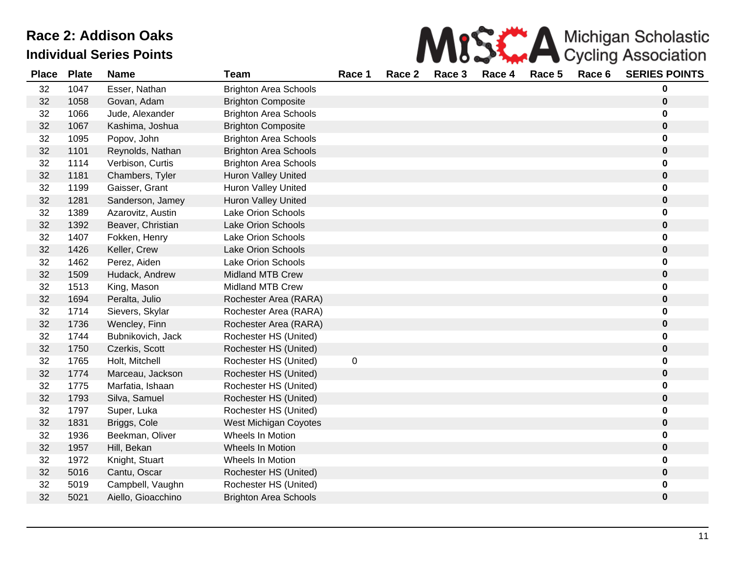# Race 2: Addison Oaks

## Individual Series Points

| Place | Plate | Name | Team | Race 1 | Race 2 | Race 3 | Race 4 | Race 5 | Race 6 | SERIES POINTS |
|---|---|---|---|---|---|---|---|---|---|---|
| 32 | 1047 | Esser, Nathan | Brighton Area Schools | | | | | | | **0** |
| 32 | 1058 | Govan, Adam | Brighton Composite | | | | | | | **0** |
| 32 | 1066 | Jude, Alexander | Brighton Area Schools | | | | | | | **0** |
| 32 | 1067 | Kashima, Joshua | Brighton Composite | | | | | | | **0** |
| 32 | 1095 | Popov, John | Brighton Area Schools | | | | | | | **0** |
| 32 | 1101 | Reynolds, Nathan | Brighton Area Schools | | | | | | | **0** |
| 32 | 1114 | Verbison, Curtis | Brighton Area Schools | | | | | | | **0** |
| 32 | 1181 | Chambers, Tyler | Huron Valley United | | | | | | | **0** |
| 32 | 1199 | Gaisser, Grant | Huron Valley United | | | | | | | **0** |
| 32 | 1281 | Sanderson, Jamey | Huron Valley United | | | | | | | **0** |
| 32 | 1389 | Azarovitz, Austin | Lake Orion Schools | | | | | | | **0** |
| 32 | 1392 | Beaver, Christian | Lake Orion Schools | | | | | | | **0** |
| 32 | 1407 | Fokken, Henry | Lake Orion Schools | | | | | | | **0** |
| 32 | 1426 | Keller, Crew | Lake Orion Schools | | | | | | | **0** |
| 32 | 1462 | Perez, Aiden | Lake Orion Schools | | | | | | | **0** |
| 32 | 1509 | Hudack, Andrew | Midland MTB Crew | | | | | | | **0** |
| 32 | 1513 | King, Mason | Midland MTB Crew | | | | | | | **0** |
| 32 | 1694 | Peralta, Julio | Rochester Area (RARA) | | | | | | | **0** |
| 32 | 1714 | Sievers, Skylar | Rochester Area (RARA) | | | | | | | **0** |
| 32 | 1736 | Wencley, Finn | Rochester Area (RARA) | | | | | | | **0** |
| 32 | 1744 | Bubnikovich, Jack | Rochester HS (United) | | | | | | | **0** |
| 32 | 1750 | Czerkis, Scott | Rochester HS (United) | | | | | | | **0** |
| 32 | 1765 | Holt, Mitchell | Rochester HS (United) | 0 | | | | | | **0** |
| 32 | 1774 | Marceau, Jackson | Rochester HS (United) | | | | | | | **0** |
| 32 | 1775 | Marfatia, Ishaan | Rochester HS (United) | | | | | | | **0** |
| 32 | 1793 | Silva, Samuel | Rochester HS (United) | | | | | | | **0** |
| 32 | 1797 | Super, Luka | Rochester HS (United) | | | | | | | **0** |
| 32 | 1831 | Briggs, Cole | West Michigan Coyotes | | | | | | | **0** |
| 32 | 1936 | Beekman, Oliver | Wheels In Motion | | | | | | | **0** |
| 32 | 1957 | Hill, Bekan | Wheels In Motion | | | | | | | **0** |
| 32 | 1972 | Knight, Stuart | Wheels In Motion | | | | | | | **0** |
| 32 | 5016 | Cantu, Oscar | Rochester HS (United) | | | | | | | **0** |
| 32 | 5019 | Campbell, Vaughn | Rochester HS (United) | | | | | | | **0** |
| 32 | 5021 | Aiello, Gioacchino | Brighton Area Schools | | | | | | | **0** |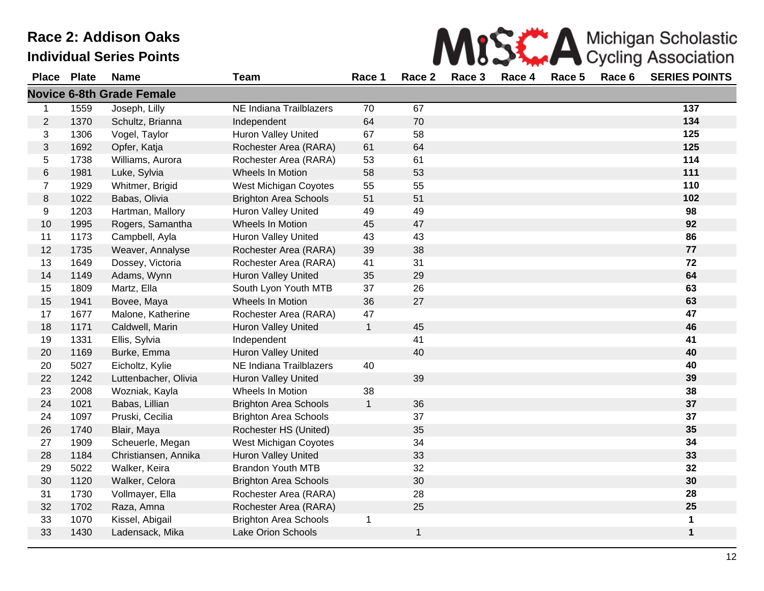# Race 2: Addison Oaks

## Individual Series Points

Michigan Scholastic Cycling Association

| Place | Plate | Name | Team | Race 1 | Race 2 | Race 3 | Race 4 | Race 5 | Race 6 | SERIES POINTS |
|---|---|---|---|---|---|---|---|---|---|---|
| **Novice 6-8th Grade Female** | | | | | | | | | | |
| 1 | 1559 | Joseph, Lilly | NE Indiana Trailblazers | 70 | 67 | | | | | **137** |
| 2 | 1370 | Schultz, Brianna | Independent | 64 | 70 | | | | | **134** |
| 3 | 1306 | Vogel, Taylor | Huron Valley United | 67 | 58 | | | | | **125** |
| 3 | 1692 | Opfer, Katja | Rochester Area (RARA) | 61 | 64 | | | | | **125** |
| 5 | 1738 | Williams, Aurora | Rochester Area (RARA) | 53 | 61 | | | | | **114** |
| 6 | 1981 | Luke, Sylvia | Wheels In Motion | 58 | 53 | | | | | **111** |
| 7 | 1929 | Whitmer, Brigid | West Michigan Coyotes | 55 | 55 | | | | | **110** |
| 8 | 1022 | Babas, Olivia | Brighton Area Schools | 51 | 51 | | | | | **102** |
| 9 | 1203 | Hartman, Mallory | Huron Valley United | 49 | 49 | | | | | **98** |
| 10 | 1995 | Rogers, Samantha | Wheels In Motion | 45 | 47 | | | | | **92** |
| 11 | 1173 | Campbell, Ayla | Huron Valley United | 43 | 43 | | | | | **86** |
| 12 | 1735 | Weaver, Annalyse | Rochester Area (RARA) | 39 | 38 | | | | | **77** |
| 13 | 1649 | Dossey, Victoria | Rochester Area (RARA) | 41 | 31 | | | | | **72** |
| 14 | 1149 | Adams, Wynn | Huron Valley United | 35 | 29 | | | | | **64** |
| 15 | 1809 | Martz, Ella | South Lyon Youth MTB | 37 | 26 | | | | | **63** |
| 15 | 1941 | Bovee, Maya | Wheels In Motion | 36 | 27 | | | | | **63** |
| 17 | 1677 | Malone, Katherine | Rochester Area (RARA) | 47 | | | | | | **47** |
| 18 | 1171 | Caldwell, Marin | Huron Valley United | 1 | 45 | | | | | **46** |
| 19 | 1331 | Ellis, Sylvia | Independent | | 41 | | | | | **41** |
| 20 | 1169 | Burke, Emma | Huron Valley United | | 40 | | | | | **40** |
| 20 | 5027 | Eicholtz, Kylie | NE Indiana Trailblazers | 40 | | | | | | **40** |
| 22 | 1242 | Luttenbacher, Olivia | Huron Valley United | | 39 | | | | | **39** |
| 23 | 2008 | Wozniak, Kayla | Wheels In Motion | 38 | | | | | | **38** |
| 24 | 1021 | Babas, Lillian | Brighton Area Schools | 1 | 36 | | | | | **37** |
| 24 | 1097 | Pruski, Cecilia | Brighton Area Schools | | 37 | | | | | **37** |
| 26 | 1740 | Blair, Maya | Rochester HS (United) | | 35 | | | | | **35** |
| 27 | 1909 | Scheuerle, Megan | West Michigan Coyotes | | 34 | | | | | **34** |
| 28 | 1184 | Christiansen, Annika | Huron Valley United | | 33 | | | | | **33** |
| 29 | 5022 | Walker, Keira | Brandon Youth MTB | | 32 | | | | | **32** |
| 30 | 1120 | Walker, Celora | Brighton Area Schools | | 30 | | | | | **30** |
| 31 | 1730 | Vollmayer, Ella | Rochester Area (RARA) | | 28 | | | | | **28** |
| 32 | 1702 | Raza, Amna | Rochester Area (RARA) | | 25 | | | | | **25** |
| 33 | 1070 | Kissel, Abigail | Brighton Area Schools | 1 | | | | | | **1** |
| 33 | 1430 | Ladensack, Mika | Lake Orion Schools | | 1 | | | | | **1** |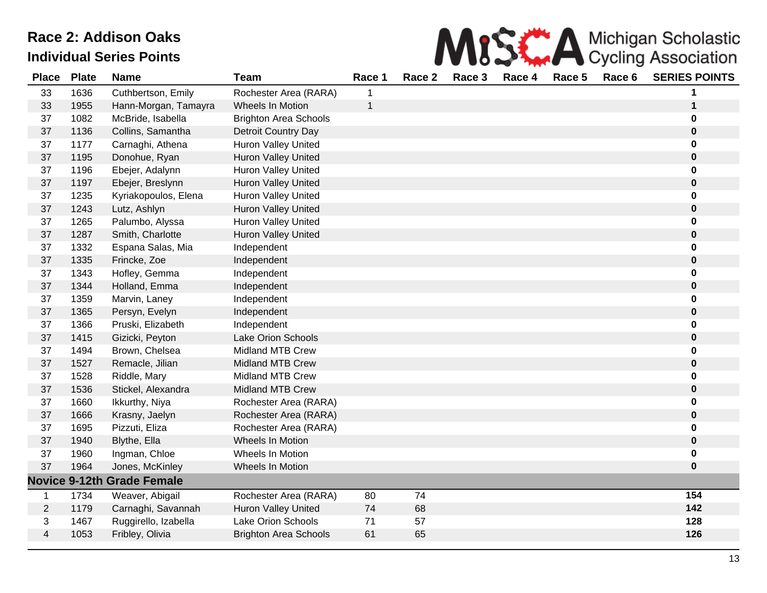# Race 2: Addison Oaks

## Individual Series Points

Michigan Scholastic Cycling Association

| Place | Plate | Name | Team | Race 1 | Race 2 | Race 3 | Race 4 | Race 5 | Race 6 | SERIES POINTS |
|---|---|---|---|---|---|---|---|---|---|---|
| 33 | 1636 | Cuthbertson, Emily | Rochester Area (RARA) | 1 | | | | | | **1** |
| 33 | 1955 | Hann-Morgan, Tamayra | Wheels In Motion | 1 | | | | | | **1** |
| 37 | 1082 | McBride, Isabella | Brighton Area Schools | | | | | | | **0** |
| 37 | 1136 | Collins, Samantha | Detroit Country Day | | | | | | | **0** |
| 37 | 1177 | Carnaghi, Athena | Huron Valley United | | | | | | | **0** |
| 37 | 1195 | Donohue, Ryan | Huron Valley United | | | | | | | **0** |
| 37 | 1196 | Ebejer, Adalynn | Huron Valley United | | | | | | | **0** |
| 37 | 1197 | Ebejer, Breslynn | Huron Valley United | | | | | | | **0** |
| 37 | 1235 | Kyriakopoulos, Elena | Huron Valley United | | | | | | | **0** |
| 37 | 1243 | Lutz, Ashlyn | Huron Valley United | | | | | | | **0** |
| 37 | 1265 | Palumbo, Alyssa | Huron Valley United | | | | | | | **0** |
| 37 | 1287 | Smith, Charlotte | Huron Valley United | | | | | | | **0** |
| 37 | 1332 | Espana Salas, Mia | Independent | | | | | | | **0** |
| 37 | 1335 | Fríncke, Zoe | Independent | | | | | | | **0** |
| 37 | 1343 | Hofley, Gemma | Independent | | | | | | | **0** |
| 37 | 1344 | Holland, Emma | Independent | | | | | | | **0** |
| 37 | 1359 | Marvin, Laney | Independent | | | | | | | **0** |
| 37 | 1365 | Persyn, Evelyn | Independent | | | | | | | **0** |
| 37 | 1366 | Pruski, Elizabeth | Independent | | | | | | | **0** |
| 37 | 1415 | Gizicki, Peyton | Lake Orion Schools | | | | | | | **0** |
| 37 | 1494 | Brown, Chelsea | Midland MTB Crew | | | | | | | **0** |
| 37 | 1527 | Remacle, Jilian | Midland MTB Crew | | | | | | | **0** |
| 37 | 1528 | Riddle, Mary | Midland MTB Crew | | | | | | | **0** |
| 37 | 1536 | Stickel, Alexandra | Midland MTB Crew | | | | | | | **0** |
| 37 | 1660 | Ikkurthy, Niya | Rochester Area (RARA) | | | | | | | **0** |
| 37 | 1666 | Krasny, Jaelyn | Rochester Area (RARA) | | | | | | | **0** |
| 37 | 1695 | Pizzuti, Eliza | Rochester Area (RARA) | | | | | | | **0** |
| 37 | 1940 | Blythe, Ella | Wheels In Motion | | | | | | | **0** |
| 37 | 1960 | Ingman, Chloe | Wheels In Motion | | | | | | | **0** |
| 37 | 1964 | Jones, McKinley | Wheels In Motion | | | | | | | **0** |
| **Novice 9-12th Grade Female** | | | | | | | | | | |
| 1 | 1734 | Weaver, Abigail | Rochester Area (RARA) | 80 | 74 | | | | | **154** |
| 2 | 1179 | Carnaghi, Savannah | Huron Valley United | 74 | 68 | | | | | **142** |
| 3 | 1467 | Ruggirello, Izabella | Lake Orion Schools | 71 | 57 | | | | | **128** |
| 4 | 1053 | Fribley, Olivia | Brighton Area Schools | 61 | 65 | | | | | **126** |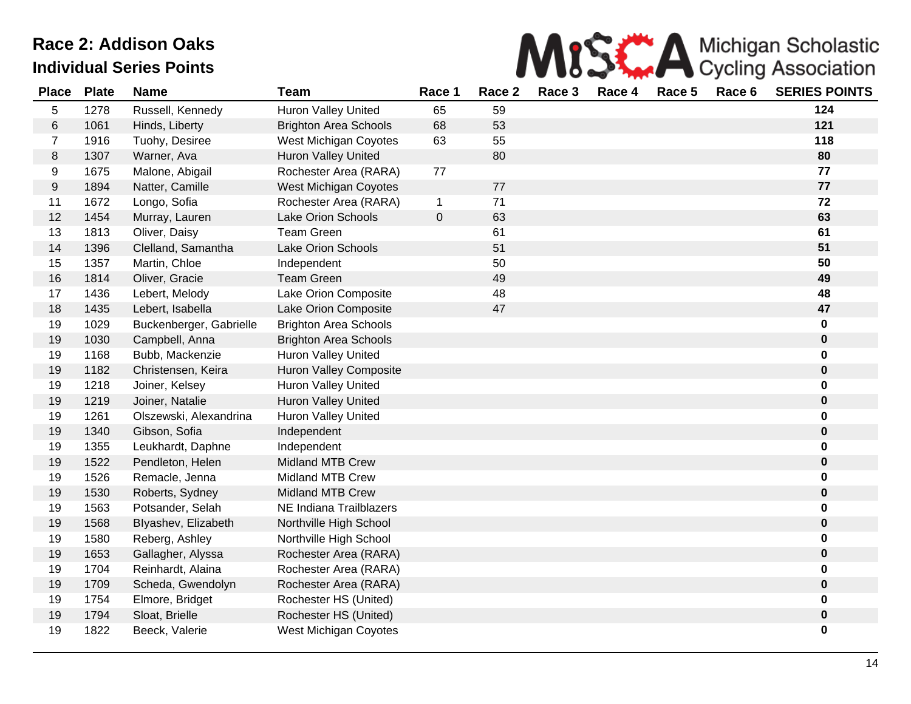# Race 2: Addison Oaks

## Individual Series Points

| Place | Plate | Name | Team | Race 1 | Race 2 | Race 3 | Race 4 | Race 5 | Race 6 | SERIES POINTS |
|---|---|---|---|---|---|---|---|---|---|---|
| 5 | 1278 | Russell, Kennedy | Huron Valley United | 65 | 59 | | | | | **124** |
| 6 | 1061 | Hinds, Liberty | Brighton Area Schools | 68 | 53 | | | | | **121** |
| 7 | 1916 | Tuohy, Desiree | West Michigan Coyotes | 63 | 55 | | | | | **118** |
| 8 | 1307 | Warner, Ava | Huron Valley United | | 80 | | | | | **80** |
| 9 | 1675 | Malone, Abigail | Rochester Area (RARA) | 77 | | | | | | **77** |
| 9 | 1894 | Natter, Camille | West Michigan Coyotes | | 77 | | | | | **77** |
| 11 | 1672 | Longo, Sofia | Rochester Area (RARA) | 1 | 71 | | | | | **72** |
| 12 | 1454 | Murray, Lauren | Lake Orion Schools | 0 | 63 | | | | | **63** |
| 13 | 1813 | Oliver, Daisy | Team Green | | 61 | | | | | **61** |
| 14 | 1396 | Clelland, Samantha | Lake Orion Schools | | 51 | | | | | **51** |
| 15 | 1357 | Martin, Chloe | Independent | | 50 | | | | | **50** |
| 16 | 1814 | Oliver, Gracie | Team Green | | 49 | | | | | **49** |
| 17 | 1436 | Lebert, Melody | Lake Orion Composite | | 48 | | | | | **48** |
| 18 | 1435 | Lebert, Isabella | Lake Orion Composite | | 47 | | | | | **47** |
| 19 | 1029 | Buckenberger, Gabrielle | Brighton Area Schools | | | | | | | **0** |
| 19 | 1030 | Campbell, Anna | Brighton Area Schools | | | | | | | **0** |
| 19 | 1168 | Bubb, Mackenzie | Huron Valley United | | | | | | | **0** |
| 19 | 1182 | Christensen, Keira | Huron Valley Composite | | | | | | | **0** |
| 19 | 1218 | Joiner, Kelsey | Huron Valley United | | | | | | | **0** |
| 19 | 1219 | Joiner, Natalie | Huron Valley United | | | | | | | **0** |
| 19 | 1261 | Olszewski, Alexandrina | Huron Valley United | | | | | | | **0** |
| 19 | 1340 | Gibson, Sofia | Independent | | | | | | | **0** |
| 19 | 1355 | Leukhardt, Daphne | Independent | | | | | | | **0** |
| 19 | 1522 | Pendleton, Helen | Midland MTB Crew | | | | | | | **0** |
| 19 | 1526 | Remacle, Jenna | Midland MTB Crew | | | | | | | **0** |
| 19 | 1530 | Roberts, Sydney | Midland MTB Crew | | | | | | | **0** |
| 19 | 1563 | Potsander, Selah | NE Indiana Trailblazers | | | | | | | **0** |
| 19 | 1568 | Blyashev, Elizabeth | Northville High School | | | | | | | **0** |
| 19 | 1580 | Reberg, Ashley | Northville High School | | | | | | | **0** |
| 19 | 1653 | Gallagher, Alyssa | Rochester Area (RARA) | | | | | | | **0** |
| 19 | 1704 | Reinhardt, Alaina | Rochester Area (RARA) | | | | | | | **0** |
| 19 | 1709 | Scheda, Gwendolyn | Rochester Area (RARA) | | | | | | | **0** |
| 19 | 1754 | Elmore, Bridget | Rochester HS (United) | | | | | | | **0** |
| 19 | 1794 | Sloat, Brielle | Rochester HS (United) | | | | | | | **0** |
| 19 | 1822 | Beeck, Valerie | West Michigan Coyotes | | | | | | | **0** |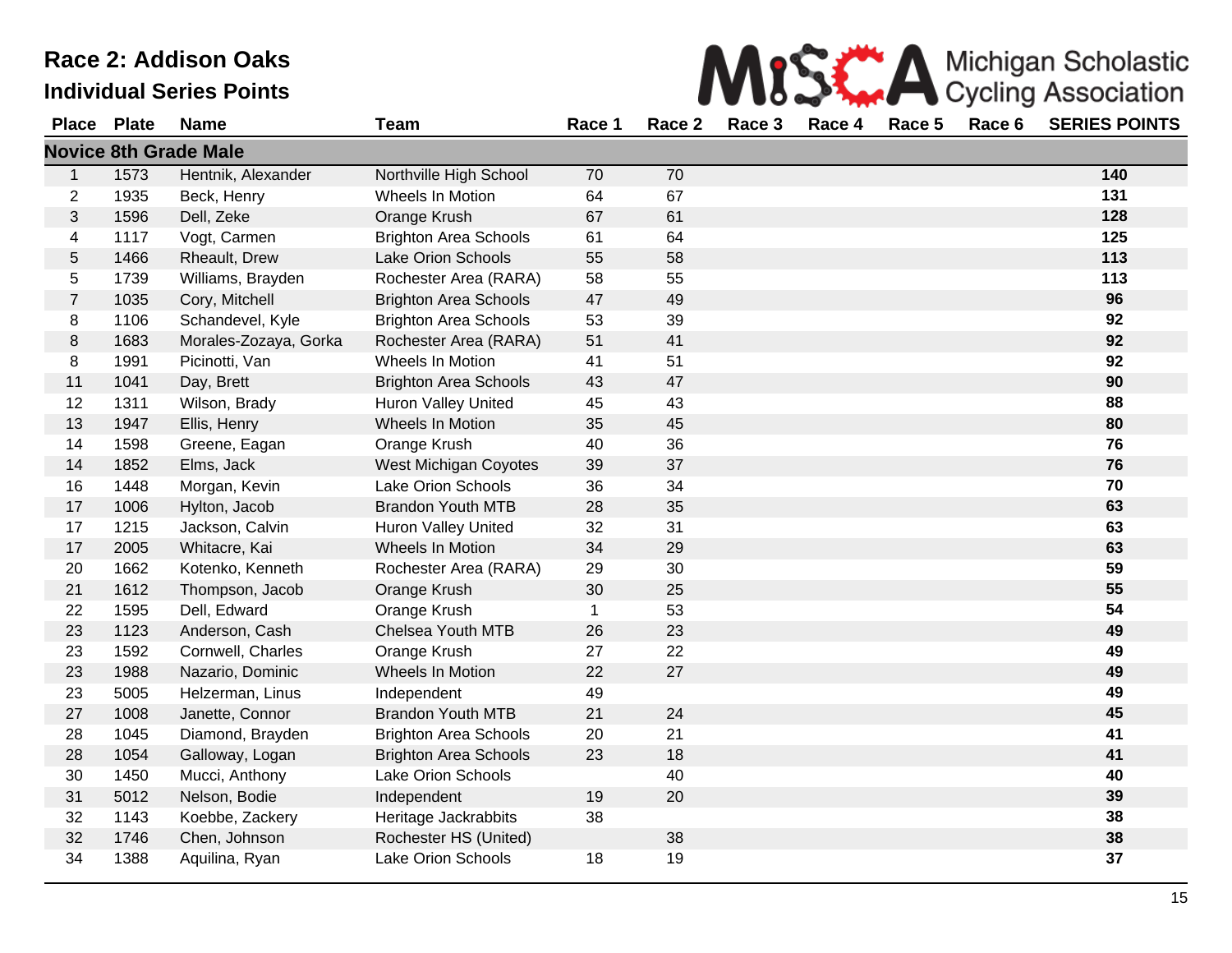# Race 2: Addison Oaks

## Individual Series Points

Michigan Scholastic Cycling Association

| Place | Plate | Name | Team | Race 1 | Race 2 | Race 3 | Race 4 | Race 5 | Race 6 | SERIES POINTS |
|---|---|---|---|---|---|---|---|---|---|---|
| **Novice 8th Grade Male** | | | | | | | | | | |
| 1 | 1573 | Hentnik, Alexander | Northville High School | 70 | 70 | | | | | **140** |
| 2 | 1935 | Beck, Henry | Wheels In Motion | 64 | 67 | | | | | **131** |
| 3 | 1596 | Dell, Zeke | Orange Krush | 67 | 61 | | | | | **128** |
| 4 | 1117 | Vogt, Carmen | Brighton Area Schools | 61 | 64 | | | | | **125** |
| 5 | 1466 | Rheault, Drew | Lake Orion Schools | 55 | 58 | | | | | **113** |
| 5 | 1739 | Williams, Brayden | Rochester Area (RARA) | 58 | 55 | | | | | **113** |
| 7 | 1035 | Cory, Mitchell | Brighton Area Schools | 47 | 49 | | | | | **96** |
| 8 | 1106 | Schandevel, Kyle | Brighton Area Schools | 53 | 39 | | | | | **92** |
| 8 | 1683 | Morales-Zozaya, Gorka | Rochester Area (RARA) | 51 | 41 | | | | | **92** |
| 8 | 1991 | Picinotti, Van | Wheels In Motion | 41 | 51 | | | | | **92** |
| 11 | 1041 | Day, Brett | Brighton Area Schools | 43 | 47 | | | | | **90** |
| 12 | 1311 | Wilson, Brady | Huron Valley United | 45 | 43 | | | | | **88** |
| 13 | 1947 | Ellis, Henry | Wheels In Motion | 35 | 45 | | | | | **80** |
| 14 | 1598 | Greene, Eagan | Orange Krush | 40 | 36 | | | | | **76** |
| 14 | 1852 | Elms, Jack | West Michigan Coyotes | 39 | 37 | | | | | **76** |
| 16 | 1448 | Morgan, Kevin | Lake Orion Schools | 36 | 34 | | | | | **70** |
| 17 | 1006 | Hylton, Jacob | Brandon Youth MTB | 28 | 35 | | | | | **63** |
| 17 | 1215 | Jackson, Calvin | Huron Valley United | 32 | 31 | | | | | **63** |
| 17 | 2005 | Whitacre, Kai | Wheels In Motion | 34 | 29 | | | | | **63** |
| 20 | 1662 | Kotenko, Kenneth | Rochester Area (RARA) | 29 | 30 | | | | | **59** |
| 21 | 1612 | Thompson, Jacob | Orange Krush | 30 | 25 | | | | | **55** |
| 22 | 1595 | Dell, Edward | Orange Krush | 1 | 53 | | | | | **54** |
| 23 | 1123 | Anderson, Cash | Chelsea Youth MTB | 26 | 23 | | | | | **49** |
| 23 | 1592 | Cornwell, Charles | Orange Krush | 27 | 22 | | | | | **49** |
| 23 | 1988 | Nazario, Dominic | Wheels In Motion | 22 | 27 | | | | | **49** |
| 23 | 5005 | Helzerman, Linus | Independent | 49 | | | | | | **49** |
| 27 | 1008 | Janette, Connor | Brandon Youth MTB | 21 | 24 | | | | | **45** |
| 28 | 1045 | Diamond, Brayden | Brighton Area Schools | 20 | 21 | | | | | **41** |
| 28 | 1054 | Galloway, Logan | Brighton Area Schools | 23 | 18 | | | | | **41** |
| 30 | 1450 | Mucci, Anthony | Lake Orion Schools | | 40 | | | | | **40** |
| 31 | 5012 | Nelson, Bodie | Independent | 19 | 20 | | | | | **39** |
| 32 | 1143 | Koebbe, Zackery | Heritage Jackrabbits | 38 | | | | | | **38** |
| 32 | 1746 | Chen, Johnson | Rochester HS (United) | | 38 | | | | | **38** |
| 34 | 1388 | Aquilina, Ryan | Lake Orion Schools | 18 | 19 | | | | | **37** |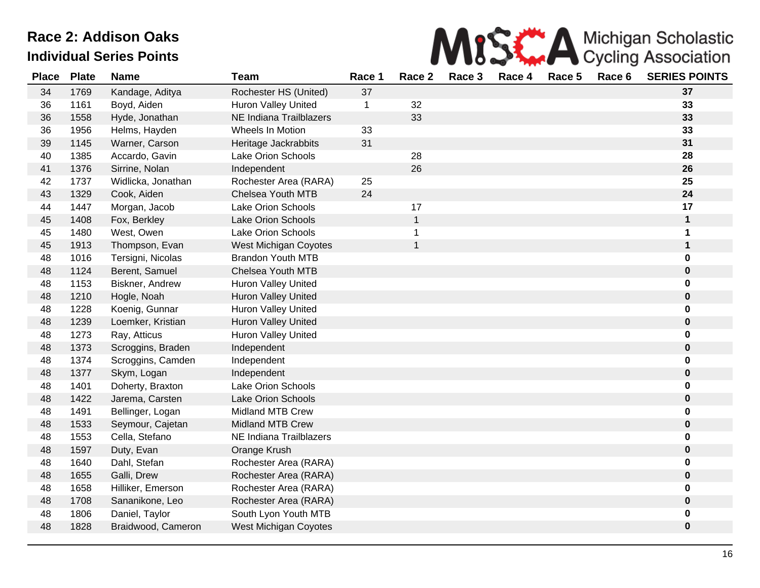# Race 2: Addison Oaks

## Individual Series Points

| Place | Plate | Name | Team | Race 1 | Race 2 | Race 3 | Race 4 | Race 5 | Race 6 | SERIES POINTS |
|---|---|---|---|---|---|---|---|---|---|---|
| 34 | 1769 | Kandage, Aditya | Rochester HS (United) | 37 | | | | | | **37** |
| 36 | 1161 | Boyd, Aiden | Huron Valley United | 1 | 32 | | | | | **33** |
| 36 | 1558 | Hyde, Jonathan | NE Indiana Trailblazers | | 33 | | | | | **33** |
| 36 | 1956 | Helms, Hayden | Wheels In Motion | 33 | | | | | | **33** |
| 39 | 1145 | Warner, Carson | Heritage Jackrabbits | 31 | | | | | | **31** |
| 40 | 1385 | Accardo, Gavin | Lake Orion Schools | | 28 | | | | | **28** |
| 41 | 1376 | Sirrine, Nolan | Independent | | 26 | | | | | **26** |
| 42 | 1737 | Widlicka, Jonathan | Rochester Area (RARA) | 25 | | | | | | **25** |
| 43 | 1329 | Cook, Aiden | Chelsea Youth MTB | 24 | | | | | | **24** |
| 44 | 1447 | Morgan, Jacob | Lake Orion Schools | | 17 | | | | | **17** |
| 45 | 1408 | Fox, Berkley | Lake Orion Schools | | 1 | | | | | **1** |
| 45 | 1480 | West, Owen | Lake Orion Schools | | 1 | | | | | **1** |
| 45 | 1913 | Thompson, Evan | West Michigan Coyotes | | 1 | | | | | **1** |
| 48 | 1016 | Tersigni, Nicolas | Brandon Youth MTB | | | | | | | **0** |
| 48 | 1124 | Berent, Samuel | Chelsea Youth MTB | | | | | | | **0** |
| 48 | 1153 | Biskner, Andrew | Huron Valley United | | | | | | | **0** |
| 48 | 1210 | Hogle, Noah | Huron Valley United | | | | | | | **0** |
| 48 | 1228 | Koenig, Gunnar | Huron Valley United | | | | | | | **0** |
| 48 | 1239 | Loemker, Kristian | Huron Valley United | | | | | | | **0** |
| 48 | 1273 | Ray, Atticus | Huron Valley United | | | | | | | **0** |
| 48 | 1373 | Scroggins, Braden | Independent | | | | | | | **0** |
| 48 | 1374 | Scroggins, Camden | Independent | | | | | | | **0** |
| 48 | 1377 | Skym, Logan | Independent | | | | | | | **0** |
| 48 | 1401 | Doherty, Braxton | Lake Orion Schools | | | | | | | **0** |
| 48 | 1422 | Jarema, Carsten | Lake Orion Schools | | | | | | | **0** |
| 48 | 1491 | Bellinger, Logan | Midland MTB Crew | | | | | | | **0** |
| 48 | 1533 | Seymour, Cajetan | Midland MTB Crew | | | | | | | **0** |
| 48 | 1553 | Cella, Stefano | NE Indiana Trailblazers | | | | | | | **0** |
| 48 | 1597 | Duty, Evan | Orange Krush | | | | | | | **0** |
| 48 | 1640 | Dahl, Stefan | Rochester Area (RARA) | | | | | | | **0** |
| 48 | 1655 | Galli, Drew | Rochester Area (RARA) | | | | | | | **0** |
| 48 | 1658 | Hilliker, Emerson | Rochester Area (RARA) | | | | | | | **0** |
| 48 | 1708 | Sananikone, Leo | Rochester Area (RARA) | | | | | | | **0** |
| 48 | 1806 | Daniel, Taylor | South Lyon Youth MTB | | | | | | | **0** |
| 48 | 1828 | Braidwood, Cameron | West Michigan Coyotes | | | | | | | **0** |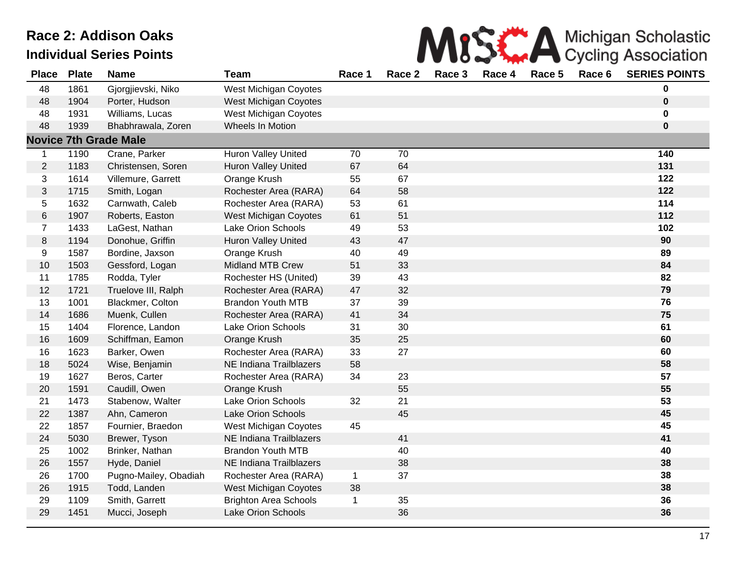# Race 2: Addison Oaks

## Individual Series Points

| Place | Plate | Name | Team | Race 1 | Race 2 | Race 3 | Race 4 | Race 5 | Race 6 | SERIES POINTS |
|---|---|---|---|---|---|---|---|---|---|---|
| 48 | 1861 | Gjorgjievski, Niko | West Michigan Coyotes | | | | | | | **0** |
| 48 | 1904 | Porter, Hudson | West Michigan Coyotes | | | | | | | **0** |
| 48 | 1931 | Williams, Lucas | West Michigan Coyotes | | | | | | | **0** |
| 48 | 1939 | Bhabhrawala, Zoren | Wheels In Motion | | | | | | | **0** |
| **Novice 7th Grade Male** | | | | | | | | | | |
| 1 | 1190 | Crane, Parker | Huron Valley United | 70 | 70 | | | | | **140** |
| 2 | 1183 | Christensen, Soren | Huron Valley United | 67 | 64 | | | | | **131** |
| 3 | 1614 | Villemure, Garrett | Orange Krush | 55 | 67 | | | | | **122** |
| 3 | 1715 | Smith, Logan | Rochester Area (RARA) | 64 | 58 | | | | | **122** |
| 5 | 1632 | Carnwath, Caleb | Rochester Area (RARA) | 53 | 61 | | | | | **114** |
| 6 | 1907 | Roberts, Easton | West Michigan Coyotes | 61 | 51 | | | | | **112** |
| 7 | 1433 | LaGest, Nathan | Lake Orion Schools | 49 | 53 | | | | | **102** |
| 8 | 1194 | Donohue, Griffin | Huron Valley United | 43 | 47 | | | | | **90** |
| 9 | 1587 | Bordine, Jaxson | Orange Krush | 40 | 49 | | | | | **89** |
| 10 | 1503 | Gessford, Logan | Midland MTB Crew | 51 | 33 | | | | | **84** |
| 11 | 1785 | Rodda, Tyler | Rochester HS (United) | 39 | 43 | | | | | **82** |
| 12 | 1721 | Truelove III, Ralph | Rochester Area (RARA) | 47 | 32 | | | | | **79** |
| 13 | 1001 | Blackmer, Colton | Brandon Youth MTB | 37 | 39 | | | | | **76** |
| 14 | 1686 | Muenk, Cullen | Rochester Area (RARA) | 41 | 34 | | | | | **75** |
| 15 | 1404 | Florence, Landon | Lake Orion Schools | 31 | 30 | | | | | **61** |
| 16 | 1609 | Schiffman, Eamon | Orange Krush | 35 | 25 | | | | | **60** |
| 16 | 1623 | Barker, Owen | Rochester Area (RARA) | 33 | 27 | | | | | **60** |
| 18 | 5024 | Wise, Benjamin | NE Indiana Trailblazers | 58 | | | | | | **58** |
| 19 | 1627 | Beros, Carter | Rochester Area (RARA) | 34 | 23 | | | | | **57** |
| 20 | 1591 | Caudill, Owen | Orange Krush | | 55 | | | | | **55** |
| 21 | 1473 | Stabenow, Walter | Lake Orion Schools | 32 | 21 | | | | | **53** |
| 22 | 1387 | Ahn, Cameron | Lake Orion Schools | | 45 | | | | | **45** |
| 22 | 1857 | Fournier, Braedon | West Michigan Coyotes | 45 | | | | | | **45** |
| 24 | 5030 | Brewer, Tyson | NE Indiana Trailblazers | | 41 | | | | | **41** |
| 25 | 1002 | Brinker, Nathan | Brandon Youth MTB | | 40 | | | | | **40** |
| 26 | 1557 | Hyde, Daniel | NE Indiana Trailblazers | | 38 | | | | | **38** |
| 26 | 1700 | Pugno-Mailey, Obadiah | Rochester Area (RARA) | 1 | 37 | | | | | **38** |
| 26 | 1915 | Todd, Landen | West Michigan Coyotes | 38 | | | | | | **38** |
| 29 | 1109 | Smith, Garrett | Brighton Area Schools | 1 | 35 | | | | | **36** |
| 29 | 1451 | Mucci, Joseph | Lake Orion Schools | | 36 | | | | | **36** |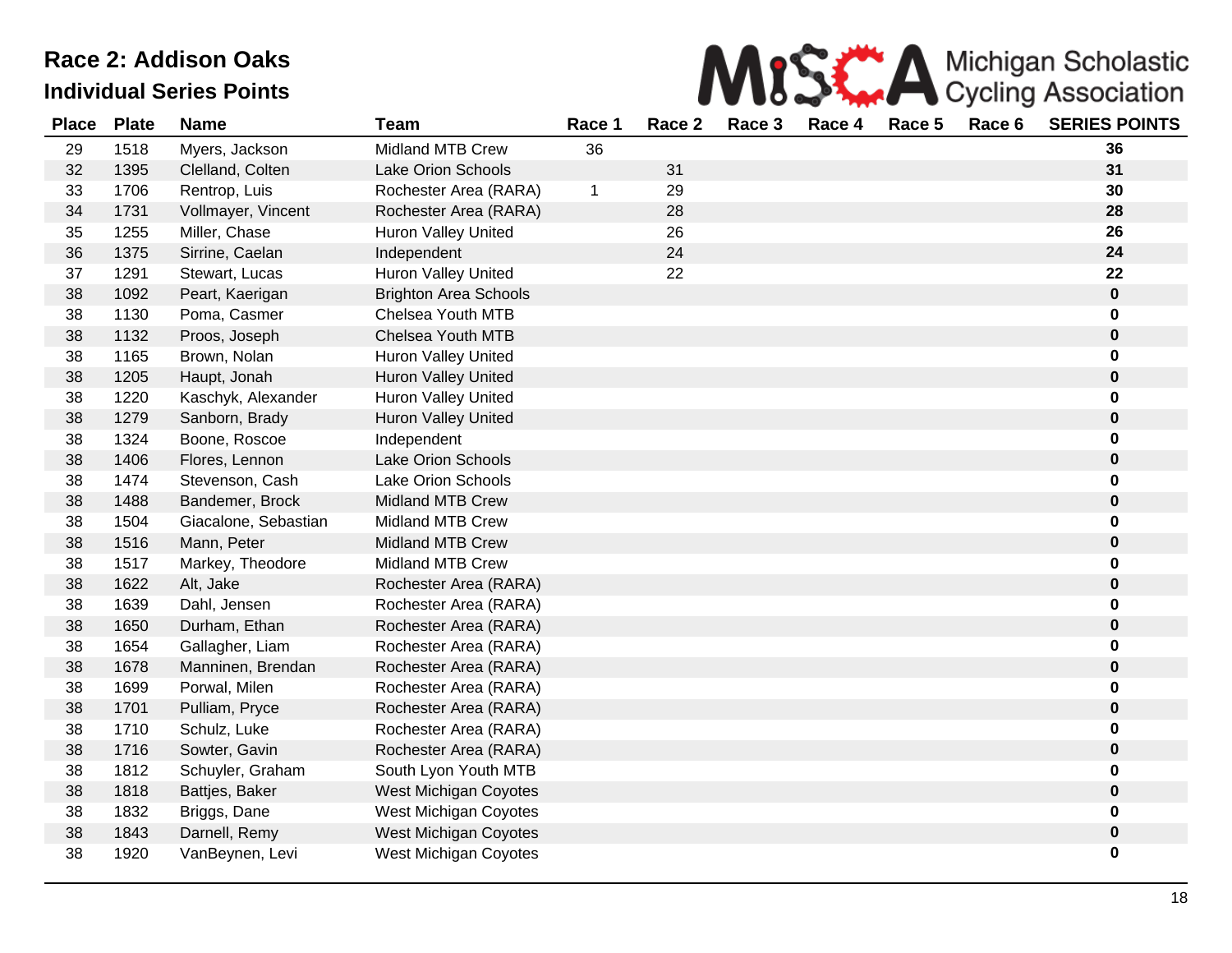# Race 2: Addison Oaks

## Individual Series Points

Michigan Scholastic Cycling Association

| Place | Plate | Name | Team | Race 1 | Race 2 | Race 3 | Race 4 | Race 5 | Race 6 | SERIES POINTS |
|---|---|---|---|---|---|---|---|---|---|---|
| 29 | 1518 | Myers, Jackson | Midland MTB Crew | 36 | | | | | | **36** |
| 32 | 1395 | Clelland, Colten | Lake Orion Schools | | 31 | | | | | **31** |
| 33 | 1706 | Rentrop, Luis | Rochester Area (RARA) | 1 | 29 | | | | | **30** |
| 34 | 1731 | Vollmayer, Vincent | Rochester Area (RARA) | | 28 | | | | | **28** |
| 35 | 1255 | Miller, Chase | Huron Valley United | | 26 | | | | | **26** |
| 36 | 1375 | Sirrine, Caelan | Independent | | 24 | | | | | **24** |
| 37 | 1291 | Stewart, Lucas | Huron Valley United | | 22 | | | | | **22** |
| 38 | 1092 | Peart, Kaerigan | Brighton Area Schools | | | | | | | **0** |
| 38 | 1130 | Poma, Casmer | Chelsea Youth MTB | | | | | | | **0** |
| 38 | 1132 | Proos, Joseph | Chelsea Youth MTB | | | | | | | **0** |
| 38 | 1165 | Brown, Nolan | Huron Valley United | | | | | | | **0** |
| 38 | 1205 | Haupt, Jonah | Huron Valley United | | | | | | | **0** |
| 38 | 1220 | Kaschyk, Alexander | Huron Valley United | | | | | | | **0** |
| 38 | 1279 | Sanborn, Brady | Huron Valley United | | | | | | | **0** |
| 38 | 1324 | Boone, Roscoe | Independent | | | | | | | **0** |
| 38 | 1406 | Flores, Lennon | Lake Orion Schools | | | | | | | **0** |
| 38 | 1474 | Stevenson, Cash | Lake Orion Schools | | | | | | | **0** |
| 38 | 1488 | Bandemer, Brock | Midland MTB Crew | | | | | | | **0** |
| 38 | 1504 | Giacalone, Sebastian | Midland MTB Crew | | | | | | | **0** |
| 38 | 1516 | Mann, Peter | Midland MTB Crew | | | | | | | **0** |
| 38 | 1517 | Markey, Theodore | Midland MTB Crew | | | | | | | **0** |
| 38 | 1622 | Alt, Jake | Rochester Area (RARA) | | | | | | | **0** |
| 38 | 1639 | Dahl, Jensen | Rochester Area (RARA) | | | | | | | **0** |
| 38 | 1650 | Durham, Ethan | Rochester Area (RARA) | | | | | | | **0** |
| 38 | 1654 | Gallagher, Liam | Rochester Area (RARA) | | | | | | | **0** |
| 38 | 1678 | Manninen, Brendan | Rochester Area (RARA) | | | | | | | **0** |
| 38 | 1699 | Porwal, Milen | Rochester Area (RARA) | | | | | | | **0** |
| 38 | 1701 | Pulliam, Pryce | Rochester Area (RARA) | | | | | | | **0** |
| 38 | 1710 | Schulz, Luke | Rochester Area (RARA) | | | | | | | **0** |
| 38 | 1716 | Sowter, Gavin | Rochester Area (RARA) | | | | | | | **0** |
| 38 | 1812 | Schuyler, Graham | South Lyon Youth MTB | | | | | | | **0** |
| 38 | 1818 | Battjes, Baker | West Michigan Coyotes | | | | | | | **0** |
| 38 | 1832 | Briggs, Dane | West Michigan Coyotes | | | | | | | **0** |
| 38 | 1843 | Darnell, Remy | West Michigan Coyotes | | | | | | | **0** |
| 38 | 1920 | VanBeynen, Levi | West Michigan Coyotes | | | | | | | **0** |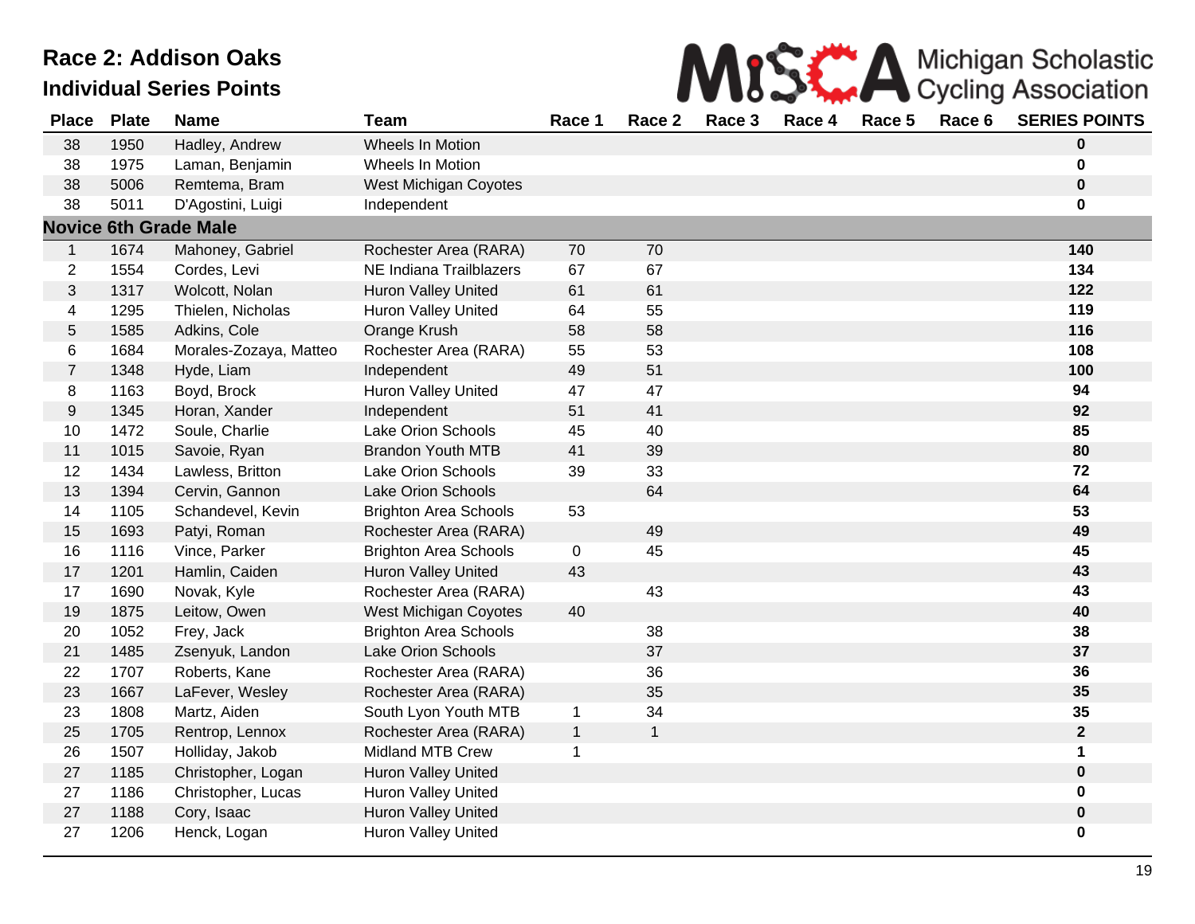# Race 2: Addison Oaks

## Individual Series Points

Michigan Scholastic Cycling Association

| Place | Plate | Name | Team | Race 1 | Race 2 | Race 3 | Race 4 | Race 5 | Race 6 | SERIES POINTS |
|---|---|---|---|---|---|---|---|---|---|---|
| 38 | 1950 | Hadley, Andrew | Wheels In Motion | | | | | | | **0** |
| 38 | 1975 | Laman, Benjamin | Wheels In Motion | | | | | | | **0** |
| 38 | 5006 | Remtema, Bram | West Michigan Coyotes | | | | | | | **0** |
| 38 | 5011 | D'Agostini, Luigi | Independent | | | | | | | **0** |
| **Novice 6th Grade Male** | | | | | | | | | | |
| 1 | 1674 | Mahoney, Gabriel | Rochester Area (RARA) | 70 | 70 | | | | | **140** |
| 2 | 1554 | Cordes, Levi | NE Indiana Trailblazers | 67 | 67 | | | | | **134** |
| 3 | 1317 | Wolcott, Nolan | Huron Valley United | 61 | 61 | | | | | **122** |
| 4 | 1295 | Thielen, Nicholas | Huron Valley United | 64 | 55 | | | | | **119** |
| 5 | 1585 | Adkins, Cole | Orange Krush | 58 | 58 | | | | | **116** |
| 6 | 1684 | Morales-Zozaya, Matteo | Rochester Area (RARA) | 55 | 53 | | | | | **108** |
| 7 | 1348 | Hyde, Liam | Independent | 49 | 51 | | | | | **100** |
| 8 | 1163 | Boyd, Brock | Huron Valley United | 47 | 47 | | | | | **94** |
| 9 | 1345 | Horan, Xander | Independent | 51 | 41 | | | | | **92** |
| 10 | 1472 | Soule, Charlie | Lake Orion Schools | 45 | 40 | | | | | **85** |
| 11 | 1015 | Savoie, Ryan | Brandon Youth MTB | 41 | 39 | | | | | **80** |
| 12 | 1434 | Lawless, Britton | Lake Orion Schools | 39 | 33 | | | | | **72** |
| 13 | 1394 | Cervin, Gannon | Lake Orion Schools | | 64 | | | | | **64** |
| 14 | 1105 | Schandevel, Kevin | Brighton Area Schools | 53 | | | | | | **53** |
| 15 | 1693 | Patyi, Roman | Rochester Area (RARA) | | 49 | | | | | **49** |
| 16 | 1116 | Vince, Parker | Brighton Area Schools | 0 | 45 | | | | | **45** |
| 17 | 1201 | Hamlin, Caiden | Huron Valley United | 43 | | | | | | **43** |
| 17 | 1690 | Novak, Kyle | Rochester Area (RARA) | | 43 | | | | | **43** |
| 19 | 1875 | Leitow, Owen | West Michigan Coyotes | 40 | | | | | | **40** |
| 20 | 1052 | Frey, Jack | Brighton Area Schools | | 38 | | | | | **38** |
| 21 | 1485 | Zsenyuk, Landon | Lake Orion Schools | | 37 | | | | | **37** |
| 22 | 1707 | Roberts, Kane | Rochester Area (RARA) | | 36 | | | | | **36** |
| 23 | 1667 | LaFever, Wesley | Rochester Area (RARA) | | 35 | | | | | **35** |
| 23 | 1808 | Martz, Aiden | South Lyon Youth MTB | 1 | 34 | | | | | **35** |
| 25 | 1705 | Rentrop, Lennox | Rochester Area (RARA) | 1 | 1 | | | | | **2** |
| 26 | 1507 | Holliday, Jakob | Midland MTB Crew | 1 | | | | | | **1** |
| 27 | 1185 | Christopher, Logan | Huron Valley United | | | | | | | **0** |
| 27 | 1186 | Christopher, Lucas | Huron Valley United | | | | | | | **0** |
| 27 | 1188 | Cory, Isaac | Huron Valley United | | | | | | | **0** |
| 27 | 1206 | Henck, Logan | Huron Valley United | | | | | | | **0** |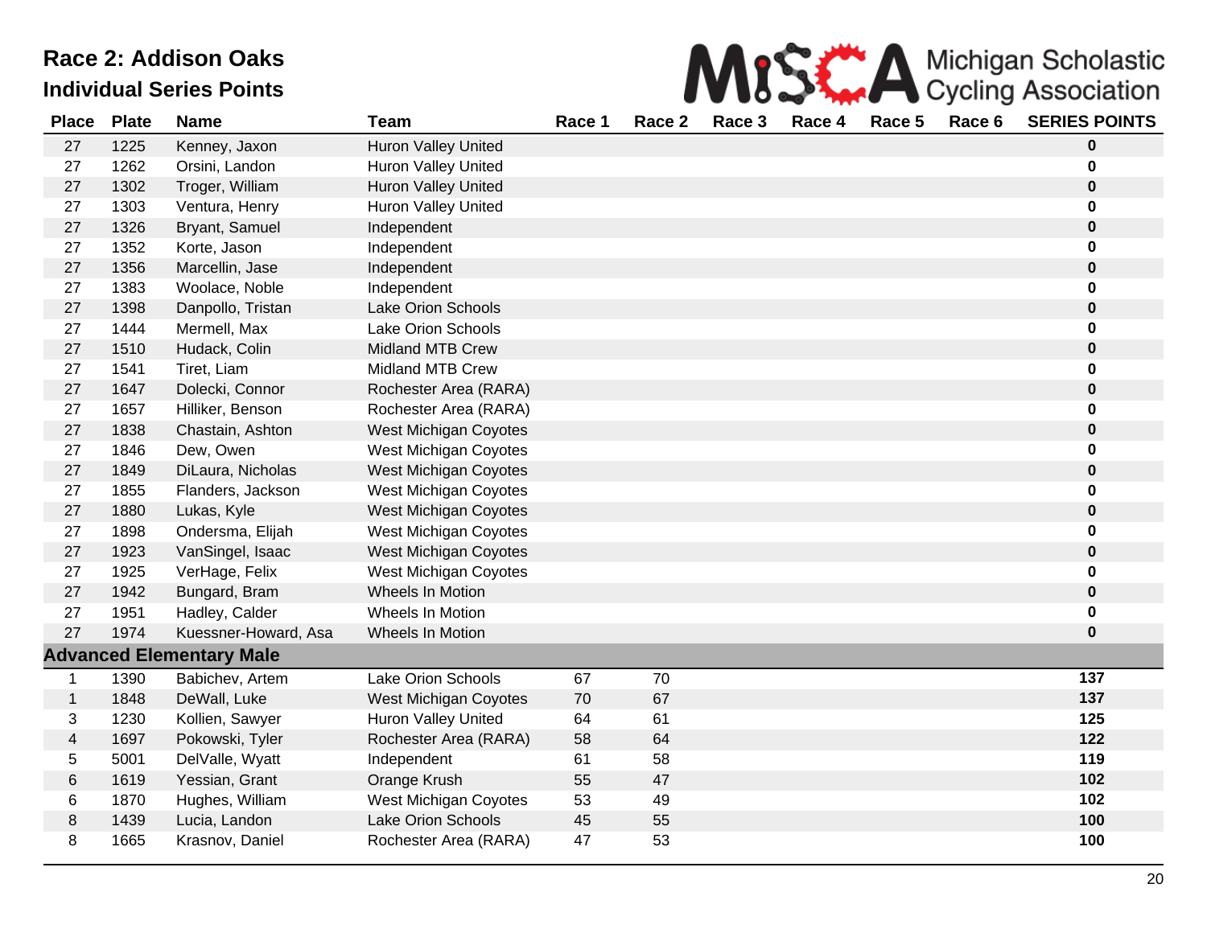# Race 2: Addison Oaks

## Individual Series Points

MiSCA Michigan Scholastic Cycling Association

| Place | Plate | Name | Team | Race 1 | Race 2 | Race 3 | Race 4 | Race 5 | Race 6 | SERIES POINTS |
|---|---|---|---|---|---|---|---|---|---|---|
| 27 | 1225 | Kenney, Jaxon | Huron Valley United | | | | | | | **0** |
| 27 | 1262 | Orsini, Landon | Huron Valley United | | | | | | | **0** |
| 27 | 1302 | Troger, William | Huron Valley United | | | | | | | **0** |
| 27 | 1303 | Ventura, Henry | Huron Valley United | | | | | | | **0** |
| 27 | 1326 | Bryant, Samuel | Independent | | | | | | | **0** |
| 27 | 1352 | Korte, Jason | Independent | | | | | | | **0** |
| 27 | 1356 | Marcellin, Jase | Independent | | | | | | | **0** |
| 27 | 1383 | Woolace, Noble | Independent | | | | | | | **0** |
| 27 | 1398 | Danpollo, Tristan | Lake Orion Schools | | | | | | | **0** |
| 27 | 1444 | Mermell, Max | Lake Orion Schools | | | | | | | **0** |
| 27 | 1510 | Hudack, Colin | Midland MTB Crew | | | | | | | **0** |
| 27 | 1541 | Tiret, Liam | Midland MTB Crew | | | | | | | **0** |
| 27 | 1647 | Dolecki, Connor | Rochester Area (RARA) | | | | | | | **0** |
| 27 | 1657 | Hilliker, Benson | Rochester Area (RARA) | | | | | | | **0** |
| 27 | 1838 | Chastain, Ashton | West Michigan Coyotes | | | | | | | **0** |
| 27 | 1846 | Dew, Owen | West Michigan Coyotes | | | | | | | **0** |
| 27 | 1849 | DiLaura, Nicholas | West Michigan Coyotes | | | | | | | **0** |
| 27 | 1855 | Flanders, Jackson | West Michigan Coyotes | | | | | | | **0** |
| 27 | 1880 | Lukas, Kyle | West Michigan Coyotes | | | | | | | **0** |
| 27 | 1898 | Ondersma, Elijah | West Michigan Coyotes | | | | | | | **0** |
| 27 | 1923 | VanSingel, Isaac | West Michigan Coyotes | | | | | | | **0** |
| 27 | 1925 | VerHage, Felix | West Michigan Coyotes | | | | | | | **0** |
| 27 | 1942 | Bungard, Bram | Wheels In Motion | | | | | | | **0** |
| 27 | 1951 | Hadley, Calder | Wheels In Motion | | | | | | | **0** |
| 27 | 1974 | Kuessner-Howard, Asa | Wheels In Motion | | | | | | | **0** |
| **Advanced Elementary Male** | | | | | | | | | | |
| 1 | 1390 | Babichev, Artem | Lake Orion Schools | 67 | 70 | | | | | **137** |
| 1 | 1848 | DeWall, Luke | West Michigan Coyotes | 70 | 67 | | | | | **137** |
| 3 | 1230 | Kollien, Sawyer | Huron Valley United | 64 | 61 | | | | | **125** |
| 4 | 1697 | Pokowski, Tyler | Rochester Area (RARA) | 58 | 64 | | | | | **122** |
| 5 | 5001 | DelValle, Wyatt | Independent | 61 | 58 | | | | | **119** |
| 6 | 1619 | Yessian, Grant | Orange Krush | 55 | 47 | | | | | **102** |
| 6 | 1870 | Hughes, William | West Michigan Coyotes | 53 | 49 | | | | | **102** |
| 8 | 1439 | Lucia, Landon | Lake Orion Schools | 45 | 55 | | | | | **100** |
| 8 | 1665 | Krasnov, Daniel | Rochester Area (RARA) | 47 | 53 | | | | | **100** |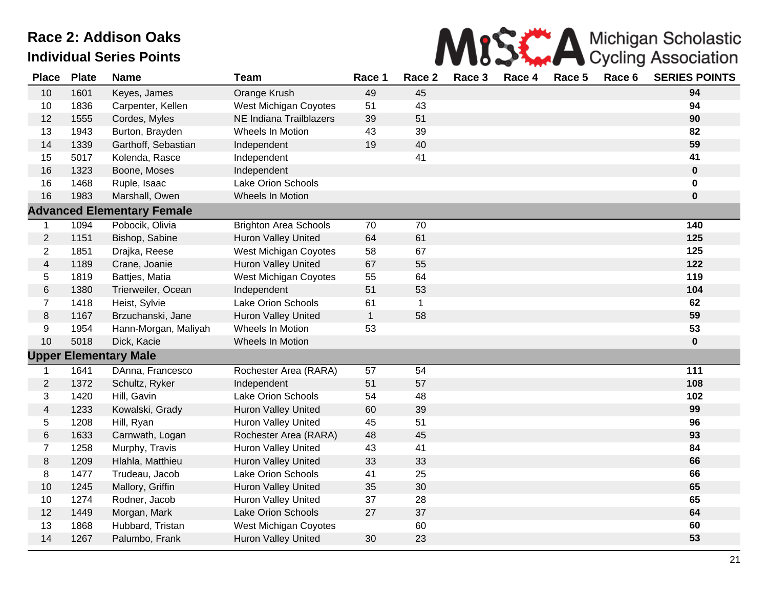# Race 2: Addison Oaks

## Individual Series Points

Michigan Scholastic Cycling Association

| Place | Plate | Name | Team | Race 1 | Race 2 | Race 3 | Race 4 | Race 5 | Race 6 | SERIES POINTS |
|---|---|---|---|---|---|---|---|---|---|---|
| 10 | 1601 | Keyes, James | Orange Krush | 49 | 45 | | | | | **94** |
| 10 | 1836 | Carpenter, Kellen | West Michigan Coyotes | 51 | 43 | | | | | **94** |
| 12 | 1555 | Cordes, Myles | NE Indiana Trailblazers | 39 | 51 | | | | | **90** |
| 13 | 1943 | Burton, Brayden | Wheels In Motion | 43 | 39 | | | | | **82** |
| 14 | 1339 | Garthoff, Sebastian | Independent | 19 | 40 | | | | | **59** |
| 15 | 5017 | Kolenda, Rasce | Independent | | 41 | | | | | **41** |
| 16 | 1323 | Boone, Moses | Independent | | | | | | | **0** |
| 16 | 1468 | Ruple, Isaac | Lake Orion Schools | | | | | | | **0** |
| 16 | 1983 | Marshall, Owen | Wheels In Motion | | | | | | | **0** |
| **Advanced Elementary Female** | | | | | | | | | | |
| 1 | 1094 | Pobocik, Olivia | Brighton Area Schools | 70 | 70 | | | | | **140** |
| 2 | 1151 | Bishop, Sabine | Huron Valley United | 64 | 61 | | | | | **125** |
| 2 | 1851 | Drajka, Reese | West Michigan Coyotes | 58 | 67 | | | | | **125** |
| 4 | 1189 | Crane, Joanie | Huron Valley United | 67 | 55 | | | | | **122** |
| 5 | 1819 | Battjes, Matia | West Michigan Coyotes | 55 | 64 | | | | | **119** |
| 6 | 1380 | Trierweiler, Ocean | Independent | 51 | 53 | | | | | **104** |
| 7 | 1418 | Heist, Sylvie | Lake Orion Schools | 61 | 1 | | | | | **62** |
| 8 | 1167 | Brzuchanski, Jane | Huron Valley United | 1 | 58 | | | | | **59** |
| 9 | 1954 | Hann-Morgan, Maliyah | Wheels In Motion | 53 | | | | | | **53** |
| 10 | 5018 | Dick, Kacie | Wheels In Motion | | | | | | | **0** |
| **Upper Elementary Male** | | | | | | | | | | |
| 1 | 1641 | DAnna, Francesco | Rochester Area (RARA) | 57 | 54 | | | | | **111** |
| 2 | 1372 | Schultz, Ryker | Independent | 51 | 57 | | | | | **108** |
| 3 | 1420 | Hill, Gavin | Lake Orion Schools | 54 | 48 | | | | | **102** |
| 4 | 1233 | Kowalski, Grady | Huron Valley United | 60 | 39 | | | | | **99** |
| 5 | 1208 | Hill, Ryan | Huron Valley United | 45 | 51 | | | | | **96** |
| 6 | 1633 | Carnwath, Logan | Rochester Area (RARA) | 48 | 45 | | | | | **93** |
| 7 | 1258 | Murphy, Travis | Huron Valley United | 43 | 41 | | | | | **84** |
| 8 | 1209 | Hlahla, Matthieu | Huron Valley United | 33 | 33 | | | | | **66** |
| 8 | 1477 | Trudeau, Jacob | Lake Orion Schools | 41 | 25 | | | | | **66** |
| 10 | 1245 | Mallory, Griffin | Huron Valley United | 35 | 30 | | | | | **65** |
| 10 | 1274 | Rodner, Jacob | Huron Valley United | 37 | 28 | | | | | **65** |
| 12 | 1449 | Morgan, Mark | Lake Orion Schools | 27 | 37 | | | | | **64** |
| 13 | 1868 | Hubbard, Tristan | West Michigan Coyotes | | 60 | | | | | **60** |
| 14 | 1267 | Palumbo, Frank | Huron Valley United | 30 | 23 | | | | | **53** |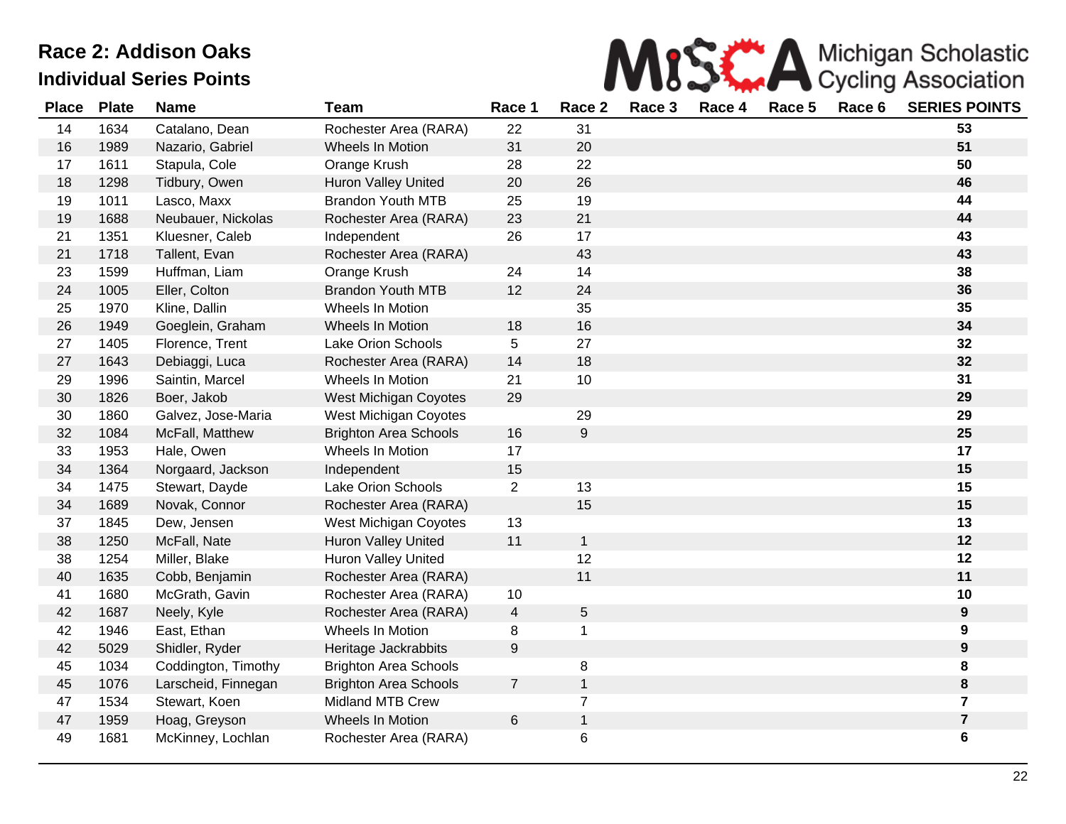## Race 2: Addison Oaks
### Individual Series Points

Michigan Scholastic Cycling Association

| Place | Plate | Name | Team | Race 1 | Race 2 | Race 3 | Race 4 | Race 5 | Race 6 | SERIES POINTS |
|---|---|---|---|---|---|---|---|---|---|---|
| 14 | 1634 | Catalano, Dean | Rochester Area (RARA) | 22 | 31 | | | | | **53** |
| 16 | 1989 | Nazario, Gabriel | Wheels In Motion | 31 | 20 | | | | | **51** |
| 17 | 1611 | Stapula, Cole | Orange Krush | 28 | 22 | | | | | **50** |
| 18 | 1298 | Tidbury, Owen | Huron Valley United | 20 | 26 | | | | | **46** |
| 19 | 1011 | Lasco, Maxx | Brandon Youth MTB | 25 | 19 | | | | | **44** |
| 19 | 1688 | Neubauer, Nickolas | Rochester Area (RARA) | 23 | 21 | | | | | **44** |
| 21 | 1351 | Kluesner, Caleb | Independent | 26 | 17 | | | | | **43** |
| 21 | 1718 | Tallent, Evan | Rochester Area (RARA) | | 43 | | | | | **43** |
| 23 | 1599 | Huffman, Liam | Orange Krush | 24 | 14 | | | | | **38** |
| 24 | 1005 | Eller, Colton | Brandon Youth MTB | 12 | 24 | | | | | **36** |
| 25 | 1970 | Kline, Dallin | Wheels In Motion | | 35 | | | | | **35** |
| 26 | 1949 | Goeglein, Graham | Wheels In Motion | 18 | 16 | | | | | **34** |
| 27 | 1405 | Florence, Trent | Lake Orion Schools | 5 | 27 | | | | | **32** |
| 27 | 1643 | Debiaggi, Luca | Rochester Area (RARA) | 14 | 18 | | | | | **32** |
| 29 | 1996 | Saintin, Marcel | Wheels In Motion | 21 | 10 | | | | | **31** |
| 30 | 1826 | Boer, Jakob | West Michigan Coyotes | 29 | | | | | | **29** |
| 30 | 1860 | Galvez, Jose-Maria | West Michigan Coyotes | | 29 | | | | | **29** |
| 32 | 1084 | McFall, Matthew | Brighton Area Schools | 16 | 9 | | | | | **25** |
| 33 | 1953 | Hale, Owen | Wheels In Motion | 17 | | | | | | **17** |
| 34 | 1364 | Norgaard, Jackson | Independent | 15 | | | | | | **15** |
| 34 | 1475 | Stewart, Dayde | Lake Orion Schools | 2 | 13 | | | | | **15** |
| 34 | 1689 | Novak, Connor | Rochester Area (RARA) | | 15 | | | | | **15** |
| 37 | 1845 | Dew, Jensen | West Michigan Coyotes | 13 | | | | | | **13** |
| 38 | 1250 | McFall, Nate | Huron Valley United | 11 | 1 | | | | | **12** |
| 38 | 1254 | Miller, Blake | Huron Valley United | | 12 | | | | | **12** |
| 40 | 1635 | Cobb, Benjamin | Rochester Area (RARA) | | 11 | | | | | **11** |
| 41 | 1680 | McGrath, Gavin | Rochester Area (RARA) | 10 | | | | | | **10** |
| 42 | 1687 | Neely, Kyle | Rochester Area (RARA) | 4 | 5 | | | | | **9** |
| 42 | 1946 | East, Ethan | Wheels In Motion | 8 | 1 | | | | | **9** |
| 42 | 5029 | Shidler, Ryder | Heritage Jackrabbits | 9 | | | | | | **9** |
| 45 | 1034 | Coddington, Timothy | Brighton Area Schools | | 8 | | | | | **8** |
| 45 | 1076 | Larscheid, Finnegan | Brighton Area Schools | 7 | 1 | | | | | **8** |
| 47 | 1534 | Stewart, Koen | Midland MTB Crew | | 7 | | | | | **7** |
| 47 | 1959 | Hoag, Greyson | Wheels In Motion | 6 | 1 | | | | | **7** |
| 49 | 1681 | McKinney, Lochlan | Rochester Area (RARA) | | 6 | | | | | **6** |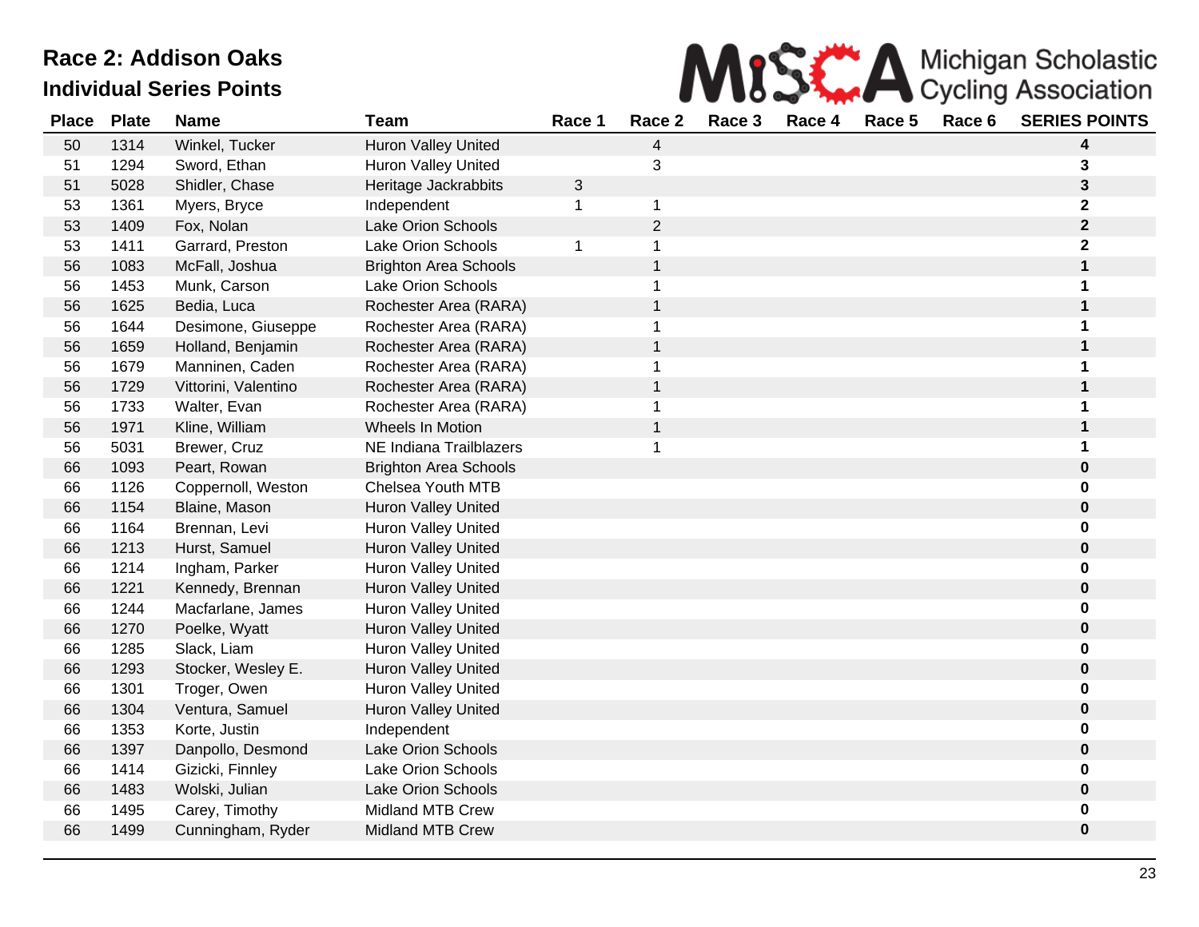# Race 2: Addison Oaks

## Individual Series Points

Michigan Scholastic Cycling Association

| Place | Plate | Name | Team | Race 1 | Race 2 | Race 3 | Race 4 | Race 5 | Race 6 | SERIES POINTS |
|---|---|---|---|---|---|---|---|---|---|---|
| 50 | 1314 | Winkel, Tucker | Huron Valley United | | 4 | | | | | **4** |
| 51 | 1294 | Sword, Ethan | Huron Valley United | | 3 | | | | | **3** |
| 51 | 5028 | Shidler, Chase | Heritage Jackrabbits | 3 | | | | | | **3** |
| 53 | 1361 | Myers, Bryce | Independent | 1 | 1 | | | | | **2** |
| 53 | 1409 | Fox, Nolan | Lake Orion Schools | | 2 | | | | | **2** |
| 53 | 1411 | Garrard, Preston | Lake Orion Schools | 1 | 1 | | | | | **2** |
| 56 | 1083 | McFall, Joshua | Brighton Area Schools | | 1 | | | | | **1** |
| 56 | 1453 | Munk, Carson | Lake Orion Schools | | 1 | | | | | **1** |
| 56 | 1625 | Bedia, Luca | Rochester Area (RARA) | | 1 | | | | | **1** |
| 56 | 1644 | Desimone, Giuseppe | Rochester Area (RARA) | | 1 | | | | | **1** |
| 56 | 1659 | Holland, Benjamin | Rochester Area (RARA) | | 1 | | | | | **1** |
| 56 | 1679 | Manninen, Caden | Rochester Area (RARA) | | 1 | | | | | **1** |
| 56 | 1729 | Vittorini, Valentino | Rochester Area (RARA) | | 1 | | | | | **1** |
| 56 | 1733 | Walter, Evan | Rochester Area (RARA) | | 1 | | | | | **1** |
| 56 | 1971 | Kline, William | Wheels In Motion | | 1 | | | | | **1** |
| 56 | 5031 | Brewer, Cruz | NE Indiana Trailblazers | | 1 | | | | | **1** |
| 66 | 1093 | Peart, Rowan | Brighton Area Schools | | | | | | | **0** |
| 66 | 1126 | Coppernoll, Weston | Chelsea Youth MTB | | | | | | | **0** |
| 66 | 1154 | Blaine, Mason | Huron Valley United | | | | | | | **0** |
| 66 | 1164 | Brennan, Levi | Huron Valley United | | | | | | | **0** |
| 66 | 1213 | Hurst, Samuel | Huron Valley United | | | | | | | **0** |
| 66 | 1214 | Ingham, Parker | Huron Valley United | | | | | | | **0** |
| 66 | 1221 | Kennedy, Brennan | Huron Valley United | | | | | | | **0** |
| 66 | 1244 | Macfarlane, James | Huron Valley United | | | | | | | **0** |
| 66 | 1270 | Poelke, Wyatt | Huron Valley United | | | | | | | **0** |
| 66 | 1285 | Slack, Liam | Huron Valley United | | | | | | | **0** |
| 66 | 1293 | Stocker, Wesley E. | Huron Valley United | | | | | | | **0** |
| 66 | 1301 | Troger, Owen | Huron Valley United | | | | | | | **0** |
| 66 | 1304 | Ventura, Samuel | Huron Valley United | | | | | | | **0** |
| 66 | 1353 | Korte, Justin | Independent | | | | | | | **0** |
| 66 | 1397 | Danpollo, Desmond | Lake Orion Schools | | | | | | | **0** |
| 66 | 1414 | Gizicki, Finnley | Lake Orion Schools | | | | | | | **0** |
| 66 | 1483 | Wolski, Julian | Lake Orion Schools | | | | | | | **0** |
| 66 | 1495 | Carey, Timothy | Midland MTB Crew | | | | | | | **0** |
| 66 | 1499 | Cunningham, Ryder | Midland MTB Crew | | | | | | | **0** |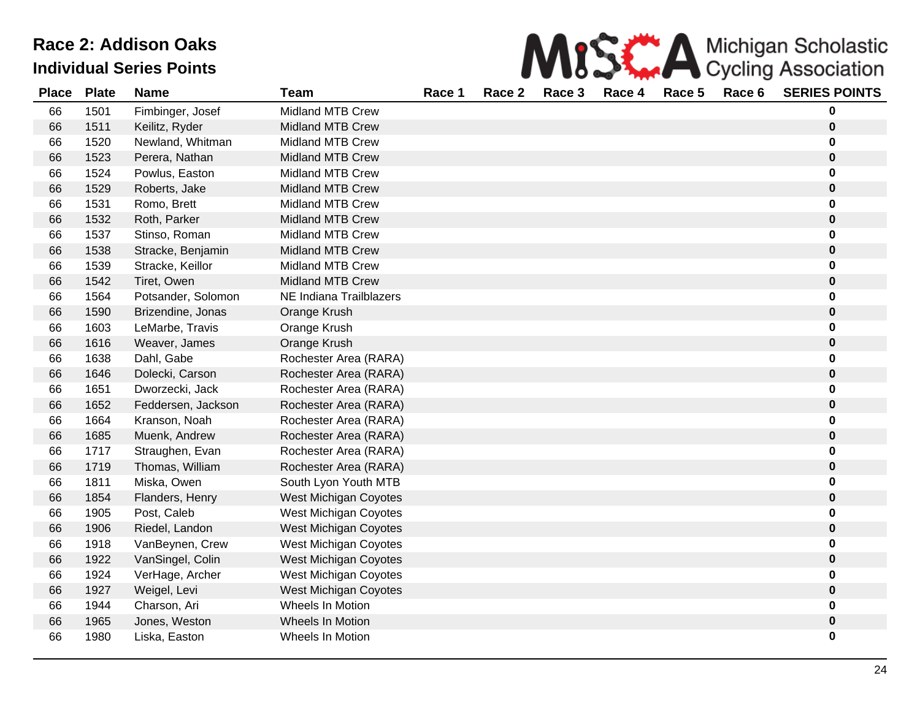# Race 2: Addison Oaks

## Individual Series Points

| Place | Plate | Name | Team | Race 1 | Race 2 | Race 3 | Race 4 | Race 5 | Race 6 | SERIES POINTS |
|---|---|---|---|---|---|---|---|---|---|---|
| 66 | 1501 | Fimbinger, Josef | Midland MTB Crew | | | | | | | **0** |
| 66 | 1511 | Keilitz, Ryder | Midland MTB Crew | | | | | | | **0** |
| 66 | 1520 | Newland, Whitman | Midland MTB Crew | | | | | | | **0** |
| 66 | 1523 | Perera, Nathan | Midland MTB Crew | | | | | | | **0** |
| 66 | 1524 | Powlus, Easton | Midland MTB Crew | | | | | | | **0** |
| 66 | 1529 | Roberts, Jake | Midland MTB Crew | | | | | | | **0** |
| 66 | 1531 | Romo, Brett | Midland MTB Crew | | | | | | | **0** |
| 66 | 1532 | Roth, Parker | Midland MTB Crew | | | | | | | **0** |
| 66 | 1537 | Stinso, Roman | Midland MTB Crew | | | | | | | **0** |
| 66 | 1538 | Stracke, Benjamin | Midland MTB Crew | | | | | | | **0** |
| 66 | 1539 | Stracke, Keillor | Midland MTB Crew | | | | | | | **0** |
| 66 | 1542 | Tiret, Owen | Midland MTB Crew | | | | | | | **0** |
| 66 | 1564 | Potsander, Solomon | NE Indiana Trailblazers | | | | | | | **0** |
| 66 | 1590 | Brizendine, Jonas | Orange Krush | | | | | | | **0** |
| 66 | 1603 | LeMarbe, Travis | Orange Krush | | | | | | | **0** |
| 66 | 1616 | Weaver, James | Orange Krush | | | | | | | **0** |
| 66 | 1638 | Dahl, Gabe | Rochester Area (RARA) | | | | | | | **0** |
| 66 | 1646 | Dolecki, Carson | Rochester Area (RARA) | | | | | | | **0** |
| 66 | 1651 | Dworzecki, Jack | Rochester Area (RARA) | | | | | | | **0** |
| 66 | 1652 | Feddersen, Jackson | Rochester Area (RARA) | | | | | | | **0** |
| 66 | 1664 | Kranson, Noah | Rochester Area (RARA) | | | | | | | **0** |
| 66 | 1685 | Muenk, Andrew | Rochester Area (RARA) | | | | | | | **0** |
| 66 | 1717 | Straughen, Evan | Rochester Area (RARA) | | | | | | | **0** |
| 66 | 1719 | Thomas, William | Rochester Area (RARA) | | | | | | | **0** |
| 66 | 1811 | Miska, Owen | South Lyon Youth MTB | | | | | | | **0** |
| 66 | 1854 | Flanders, Henry | West Michigan Coyotes | | | | | | | **0** |
| 66 | 1905 | Post, Caleb | West Michigan Coyotes | | | | | | | **0** |
| 66 | 1906 | Riedel, Landon | West Michigan Coyotes | | | | | | | **0** |
| 66 | 1918 | VanBeynen, Crew | West Michigan Coyotes | | | | | | | **0** |
| 66 | 1922 | VanSingel, Colin | West Michigan Coyotes | | | | | | | **0** |
| 66 | 1924 | VerHage, Archer | West Michigan Coyotes | | | | | | | **0** |
| 66 | 1927 | Weigel, Levi | West Michigan Coyotes | | | | | | | **0** |
| 66 | 1944 | Charson, Ari | Wheels In Motion | | | | | | | **0** |
| 66 | 1965 | Jones, Weston | Wheels In Motion | | | | | | | **0** |
| 66 | 1980 | Liska, Easton | Wheels In Motion | | | | | | | **0** |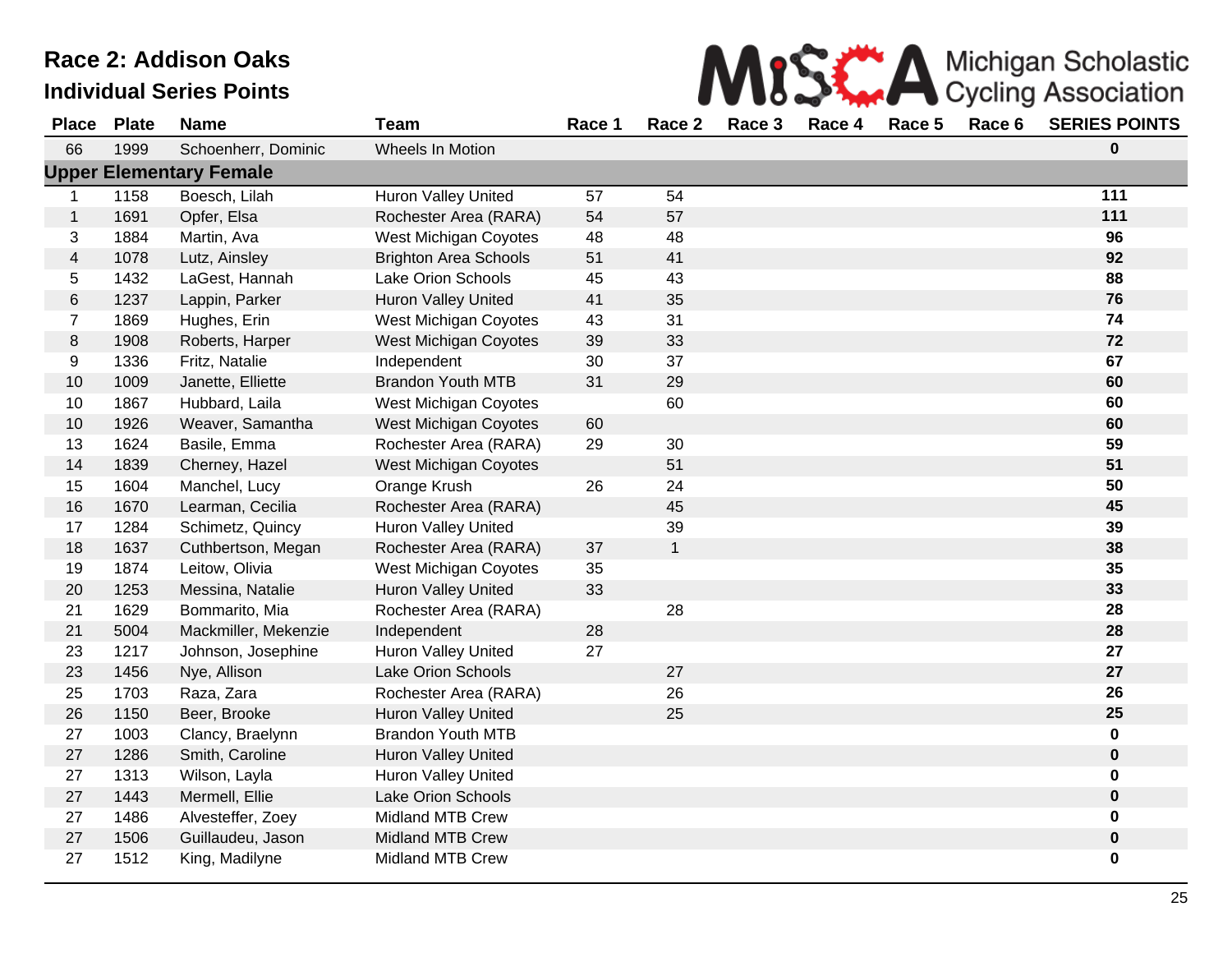# Race 2: Addison Oaks

## Individual Series Points

| Place | Plate | Name | Team | Race 1 | Race 2 | Race 3 | Race 4 | Race 5 | Race 6 | SERIES POINTS |
|---|---|---|---|---|---|---|---|---|---|---|
| 66 | 1999 | Schoenherr, Dominic | Wheels In Motion | | | | | | | **0** |
| **Upper Elementary Female** | | | | | | | | | | |
| 1 | 1158 | Boesch, Lilah | Huron Valley United | 57 | 54 | | | | | **111** |
| 1 | 1691 | Opfer, Elsa | Rochester Area (RARA) | 54 | 57 | | | | | **111** |
| 3 | 1884 | Martin, Ava | West Michigan Coyotes | 48 | 48 | | | | | **96** |
| 4 | 1078 | Lutz, Ainsley | Brighton Area Schools | 51 | 41 | | | | | **92** |
| 5 | 1432 | LaGest, Hannah | Lake Orion Schools | 45 | 43 | | | | | **88** |
| 6 | 1237 | Lappin, Parker | Huron Valley United | 41 | 35 | | | | | **76** |
| 7 | 1869 | Hughes, Erin | West Michigan Coyotes | 43 | 31 | | | | | **74** |
| 8 | 1908 | Roberts, Harper | West Michigan Coyotes | 39 | 33 | | | | | **72** |
| 9 | 1336 | Fritz, Natalie | Independent | 30 | 37 | | | | | **67** |
| 10 | 1009 | Janette, Elliette | Brandon Youth MTB | 31 | 29 | | | | | **60** |
| 10 | 1867 | Hubbard, Laila | West Michigan Coyotes | | 60 | | | | | **60** |
| 10 | 1926 | Weaver, Samantha | West Michigan Coyotes | 60 | | | | | | **60** |
| 13 | 1624 | Basile, Emma | Rochester Area (RARA) | 29 | 30 | | | | | **59** |
| 14 | 1839 | Cherney, Hazel | West Michigan Coyotes | | 51 | | | | | **51** |
| 15 | 1604 | Manchel, Lucy | Orange Krush | 26 | 24 | | | | | **50** |
| 16 | 1670 | Learman, Cecilia | Rochester Area (RARA) | | 45 | | | | | **45** |
| 17 | 1284 | Schimetz, Quincy | Huron Valley United | | 39 | | | | | **39** |
| 18 | 1637 | Cuthbertson, Megan | Rochester Area (RARA) | 37 | 1 | | | | | **38** |
| 19 | 1874 | Leitow, Olivia | West Michigan Coyotes | 35 | | | | | | **35** |
| 20 | 1253 | Messina, Natalie | Huron Valley United | 33 | | | | | | **33** |
| 21 | 1629 | Bommarito, Mia | Rochester Area (RARA) | | 28 | | | | | **28** |
| 21 | 5004 | Mackmiller, Mekenzie | Independent | 28 | | | | | | **28** |
| 23 | 1217 | Johnson, Josephine | Huron Valley United | 27 | | | | | | **27** |
| 23 | 1456 | Nye, Allison | Lake Orion Schools | | 27 | | | | | **27** |
| 25 | 1703 | Raza, Zara | Rochester Area (RARA) | | 26 | | | | | **26** |
| 26 | 1150 | Beer, Brooke | Huron Valley United | | 25 | | | | | **25** |
| 27 | 1003 | Clancy, Braelynn | Brandon Youth MTB | | | | | | | **0** |
| 27 | 1286 | Smith, Caroline | Huron Valley United | | | | | | | **0** |
| 27 | 1313 | Wilson, Layla | Huron Valley United | | | | | | | **0** |
| 27 | 1443 | Mermell, Ellie | Lake Orion Schools | | | | | | | **0** |
| 27 | 1486 | Alvesteffer, Zoey | Midland MTB Crew | | | | | | | **0** |
| 27 | 1506 | Guillaudeu, Jason | Midland MTB Crew | | | | | | | **0** |
| 27 | 1512 | King, Madilyne | Midland MTB Crew | | | | | | | **0** |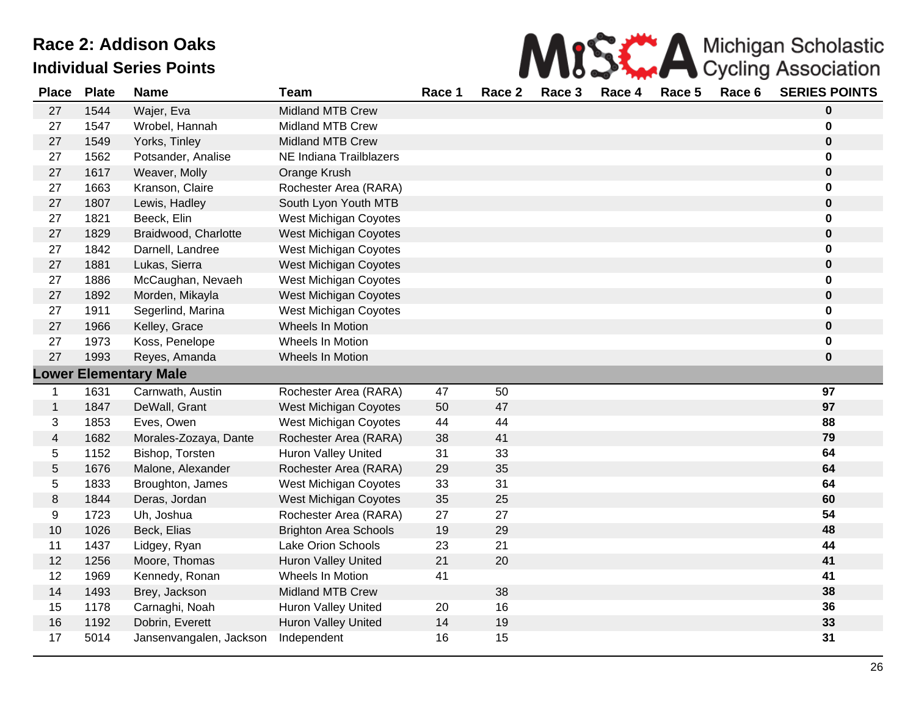# Race 2: Addison Oaks

## Individual Series Points

Michigan Scholastic Cycling Association

| Place | Plate | Name | Team | Race 1 | Race 2 | Race 3 | Race 4 | Race 5 | Race 6 | SERIES POINTS |
|---|---|---|---|---|---|---|---|---|---|---|
| 27 | 1544 | Wajer, Eva | Midland MTB Crew | | | | | | | **0** |
| 27 | 1547 | Wrobel, Hannah | Midland MTB Crew | | | | | | | **0** |
| 27 | 1549 | Yorks, Tinley | Midland MTB Crew | | | | | | | **0** |
| 27 | 1562 | Potsander, Analise | NE Indiana Trailblazers | | | | | | | **0** |
| 27 | 1617 | Weaver, Molly | Orange Krush | | | | | | | **0** |
| 27 | 1663 | Kranson, Claire | Rochester Area (RARA) | | | | | | | **0** |
| 27 | 1807 | Lewis, Hadley | South Lyon Youth MTB | | | | | | | **0** |
| 27 | 1821 | Beeck, Elin | West Michigan Coyotes | | | | | | | **0** |
| 27 | 1829 | Braidwood, Charlotte | West Michigan Coyotes | | | | | | | **0** |
| 27 | 1842 | Darnell, Landree | West Michigan Coyotes | | | | | | | **0** |
| 27 | 1881 | Lukas, Sierra | West Michigan Coyotes | | | | | | | **0** |
| 27 | 1886 | McCaughan, Nevaeh | West Michigan Coyotes | | | | | | | **0** |
| 27 | 1892 | Morden, Mikayla | West Michigan Coyotes | | | | | | | **0** |
| 27 | 1911 | Segerlind, Marina | West Michigan Coyotes | | | | | | | **0** |
| 27 | 1966 | Kelley, Grace | Wheels In Motion | | | | | | | **0** |
| 27 | 1973 | Koss, Penelope | Wheels In Motion | | | | | | | **0** |
| 27 | 1993 | Reyes, Amanda | Wheels In Motion | | | | | | | **0** |
| **Lower Elementary Male** | | | | | | | | | | |
| 1 | 1631 | Carnwath, Austin | Rochester Area (RARA) | 47 | 50 | | | | | **97** |
| 1 | 1847 | DeWall, Grant | West Michigan Coyotes | 50 | 47 | | | | | **97** |
| 3 | 1853 | Eves, Owen | West Michigan Coyotes | 44 | 44 | | | | | **88** |
| 4 | 1682 | Morales-Zozaya, Dante | Rochester Area (RARA) | 38 | 41 | | | | | **79** |
| 5 | 1152 | Bishop, Torsten | Huron Valley United | 31 | 33 | | | | | **64** |
| 5 | 1676 | Malone, Alexander | Rochester Area (RARA) | 29 | 35 | | | | | **64** |
| 5 | 1833 | Broughton, James | West Michigan Coyotes | 33 | 31 | | | | | **64** |
| 8 | 1844 | Deras, Jordan | West Michigan Coyotes | 35 | 25 | | | | | **60** |
| 9 | 1723 | Uh, Joshua | Rochester Area (RARA) | 27 | 27 | | | | | **54** |
| 10 | 1026 | Beck, Elias | Brighton Area Schools | 19 | 29 | | | | | **48** |
| 11 | 1437 | Lidgey, Ryan | Lake Orion Schools | 23 | 21 | | | | | **44** |
| 12 | 1256 | Moore, Thomas | Huron Valley United | 21 | 20 | | | | | **41** |
| 12 | 1969 | Kennedy, Ronan | Wheels In Motion | 41 | | | | | | **41** |
| 14 | 1493 | Brey, Jackson | Midland MTB Crew | | 38 | | | | | **38** |
| 15 | 1178 | Carnaghi, Noah | Huron Valley United | 20 | 16 | | | | | **36** |
| 16 | 1192 | Dobrin, Everett | Huron Valley United | 14 | 19 | | | | | **33** |
| 17 | 5014 | Jansenvangalen, Jackson | Independent | 16 | 15 | | | | | **31** |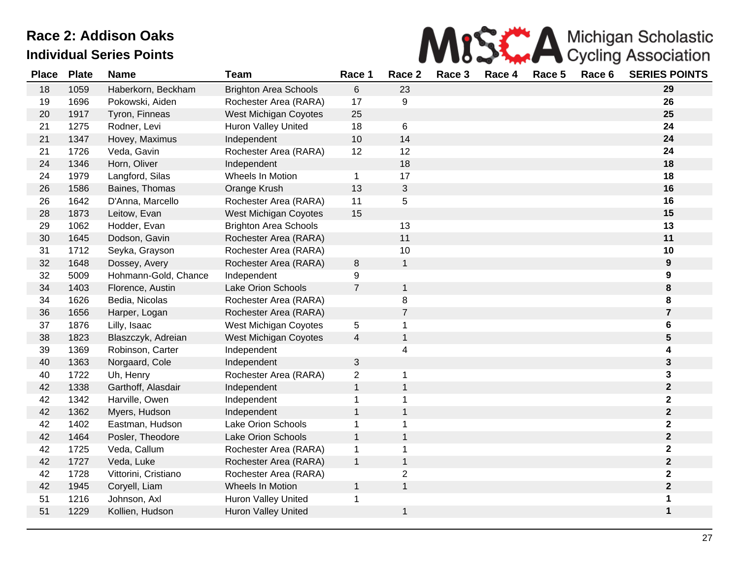# Race 2: Addison Oaks

## Individual Series Points

Michigan Scholastic Cycling Association

| Place | Plate | Name | Team | Race 1 | Race 2 | Race 3 | Race 4 | Race 5 | Race 6 | SERIES POINTS |
|---|---|---|---|---|---|---|---|---|---|---|
| 18 | 1059 | Haberkorn, Beckham | Brighton Area Schools | 6 | 23 | | | | | **29** |
| 19 | 1696 | Pokowski, Aiden | Rochester Area (RARA) | 17 | 9 | | | | | **26** |
| 20 | 1917 | Tyron, Finneas | West Michigan Coyotes | 25 | | | | | | **25** |
| 21 | 1275 | Rodner, Levi | Huron Valley United | 18 | 6 | | | | | **24** |
| 21 | 1347 | Hovey, Maximus | Independent | 10 | 14 | | | | | **24** |
| 21 | 1726 | Veda, Gavin | Rochester Area (RARA) | 12 | 12 | | | | | **24** |
| 24 | 1346 | Horn, Oliver | Independent | | 18 | | | | | **18** |
| 24 | 1979 | Langford, Silas | Wheels In Motion | 1 | 17 | | | | | **18** |
| 26 | 1586 | Baines, Thomas | Orange Krush | 13 | 3 | | | | | **16** |
| 26 | 1642 | D'Anna, Marcello | Rochester Area (RARA) | 11 | 5 | | | | | **16** |
| 28 | 1873 | Leitow, Evan | West Michigan Coyotes | 15 | | | | | | **15** |
| 29 | 1062 | Hodder, Evan | Brighton Area Schools | | 13 | | | | | **13** |
| 30 | 1645 | Dodson, Gavin | Rochester Area (RARA) | | 11 | | | | | **11** |
| 31 | 1712 | Seyka, Grayson | Rochester Area (RARA) | | 10 | | | | | **10** |
| 32 | 1648 | Dossey, Avery | Rochester Area (RARA) | 8 | 1 | | | | | **9** |
| 32 | 5009 | Hohmann-Gold, Chance | Independent | 9 | | | | | | **9** |
| 34 | 1403 | Florence, Austin | Lake Orion Schools | 7 | 1 | | | | | **8** |
| 34 | 1626 | Bedia, Nicolas | Rochester Area (RARA) | | 8 | | | | | **8** |
| 36 | 1656 | Harper, Logan | Rochester Area (RARA) | | 7 | | | | | **7** |
| 37 | 1876 | Lilly, Isaac | West Michigan Coyotes | 5 | 1 | | | | | **6** |
| 38 | 1823 | Blaszczyk, Adreian | West Michigan Coyotes | 4 | 1 | | | | | **5** |
| 39 | 1369 | Robinson, Carter | Independent | | 4 | | | | | **4** |
| 40 | 1363 | Norgaard, Cole | Independent | 3 | | | | | | **3** |
| 40 | 1722 | Uh, Henry | Rochester Area (RARA) | 2 | 1 | | | | | **3** |
| 42 | 1338 | Garthoff, Alasdair | Independent | 1 | 1 | | | | | **2** |
| 42 | 1342 | Harville, Owen | Independent | 1 | 1 | | | | | **2** |
| 42 | 1362 | Myers, Hudson | Independent | 1 | 1 | | | | | **2** |
| 42 | 1402 | Eastman, Hudson | Lake Orion Schools | 1 | 1 | | | | | **2** |
| 42 | 1464 | Posler, Theodore | Lake Orion Schools | 1 | 1 | | | | | **2** |
| 42 | 1725 | Veda, Callum | Rochester Area (RARA) | 1 | 1 | | | | | **2** |
| 42 | 1727 | Veda, Luke | Rochester Area (RARA) | 1 | 1 | | | | | **2** |
| 42 | 1728 | Vittorini, Cristiano | Rochester Area (RARA) | | 2 | | | | | **2** |
| 42 | 1945 | Coryell, Liam | Wheels In Motion | 1 | 1 | | | | | **2** |
| 51 | 1216 | Johnson, Axl | Huron Valley United | 1 | | | | | | **1** |
| 51 | 1229 | Kollien, Hudson | Huron Valley United | | 1 | | | | | **1** |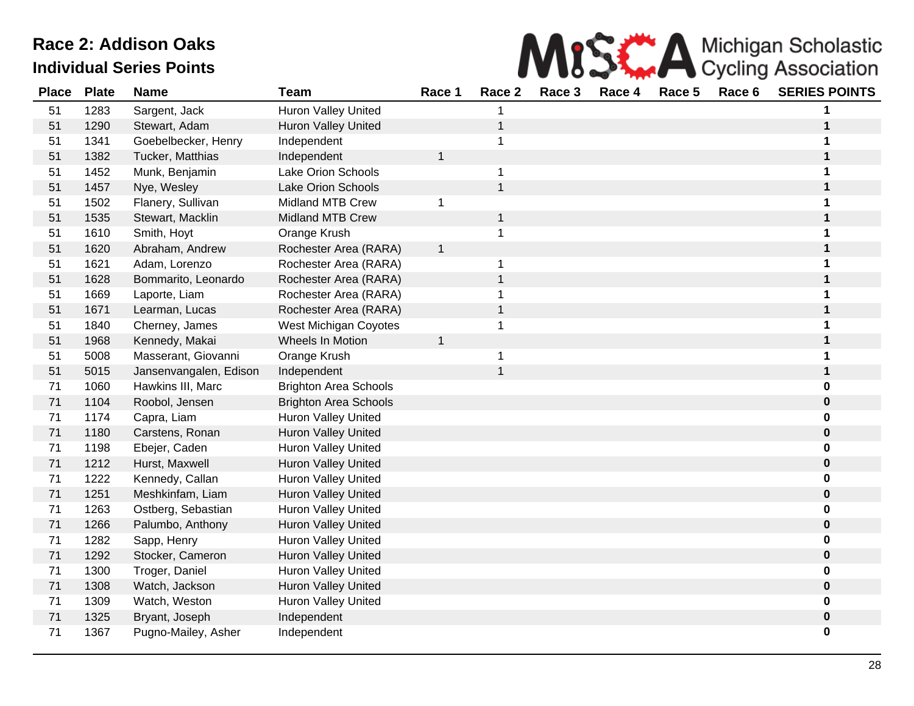# Race 2: Addison Oaks

## Individual Series Points

| Place | Plate | Name | Team | Race 1 | Race 2 | Race 3 | Race 4 | Race 5 | Race 6 | SERIES POINTS |
|---|---|---|---|---|---|---|---|---|---|---|
| 51 | 1283 | Sargent, Jack | Huron Valley United | | 1 | | | | | **1** |
| 51 | 1290 | Stewart, Adam | Huron Valley United | | 1 | | | | | **1** |
| 51 | 1341 | Goebelbecker, Henry | Independent | | 1 | | | | | **1** |
| 51 | 1382 | Tucker, Matthias | Independent | 1 | | | | | | **1** |
| 51 | 1452 | Munk, Benjamin | Lake Orion Schools | | 1 | | | | | **1** |
| 51 | 1457 | Nye, Wesley | Lake Orion Schools | | 1 | | | | | **1** |
| 51 | 1502 | Flanery, Sullivan | Midland MTB Crew | 1 | | | | | | **1** |
| 51 | 1535 | Stewart, Macklin | Midland MTB Crew | | 1 | | | | | **1** |
| 51 | 1610 | Smith, Hoyt | Orange Krush | | 1 | | | | | **1** |
| 51 | 1620 | Abraham, Andrew | Rochester Area (RARA) | 1 | | | | | | **1** |
| 51 | 1621 | Adam, Lorenzo | Rochester Area (RARA) | | 1 | | | | | **1** |
| 51 | 1628 | Bommarito, Leonardo | Rochester Area (RARA) | | 1 | | | | | **1** |
| 51 | 1669 | Laporte, Liam | Rochester Area (RARA) | | 1 | | | | | **1** |
| 51 | 1671 | Learman, Lucas | Rochester Area (RARA) | | 1 | | | | | **1** |
| 51 | 1840 | Cherney, James | West Michigan Coyotes | | 1 | | | | | **1** |
| 51 | 1968 | Kennedy, Makai | Wheels In Motion | 1 | | | | | | **1** |
| 51 | 5008 | Masserant, Giovanni | Orange Krush | | 1 | | | | | **1** |
| 51 | 5015 | Jansenvangalen, Edison | Independent | | 1 | | | | | **1** |
| 71 | 1060 | Hawkins III, Marc | Brighton Area Schools | | | | | | | **0** |
| 71 | 1104 | Roobol, Jensen | Brighton Area Schools | | | | | | | **0** |
| 71 | 1174 | Capra, Liam | Huron Valley United | | | | | | | **0** |
| 71 | 1180 | Carstens, Ronan | Huron Valley United | | | | | | | **0** |
| 71 | 1198 | Ebejer, Caden | Huron Valley United | | | | | | | **0** |
| 71 | 1212 | Hurst, Maxwell | Huron Valley United | | | | | | | **0** |
| 71 | 1222 | Kennedy, Callan | Huron Valley United | | | | | | | **0** |
| 71 | 1251 | Meshkinfam, Liam | Huron Valley United | | | | | | | **0** |
| 71 | 1263 | Ostberg, Sebastian | Huron Valley United | | | | | | | **0** |
| 71 | 1266 | Palumbo, Anthony | Huron Valley United | | | | | | | **0** |
| 71 | 1282 | Sapp, Henry | Huron Valley United | | | | | | | **0** |
| 71 | 1292 | Stocker, Cameron | Huron Valley United | | | | | | | **0** |
| 71 | 1300 | Troger, Daniel | Huron Valley United | | | | | | | **0** |
| 71 | 1308 | Watch, Jackson | Huron Valley United | | | | | | | **0** |
| 71 | 1309 | Watch, Weston | Huron Valley United | | | | | | | **0** |
| 71 | 1325 | Bryant, Joseph | Independent | | | | | | | **0** |
| 71 | 1367 | Pugno-Mailey, Asher | Independent | | | | | | | **0** |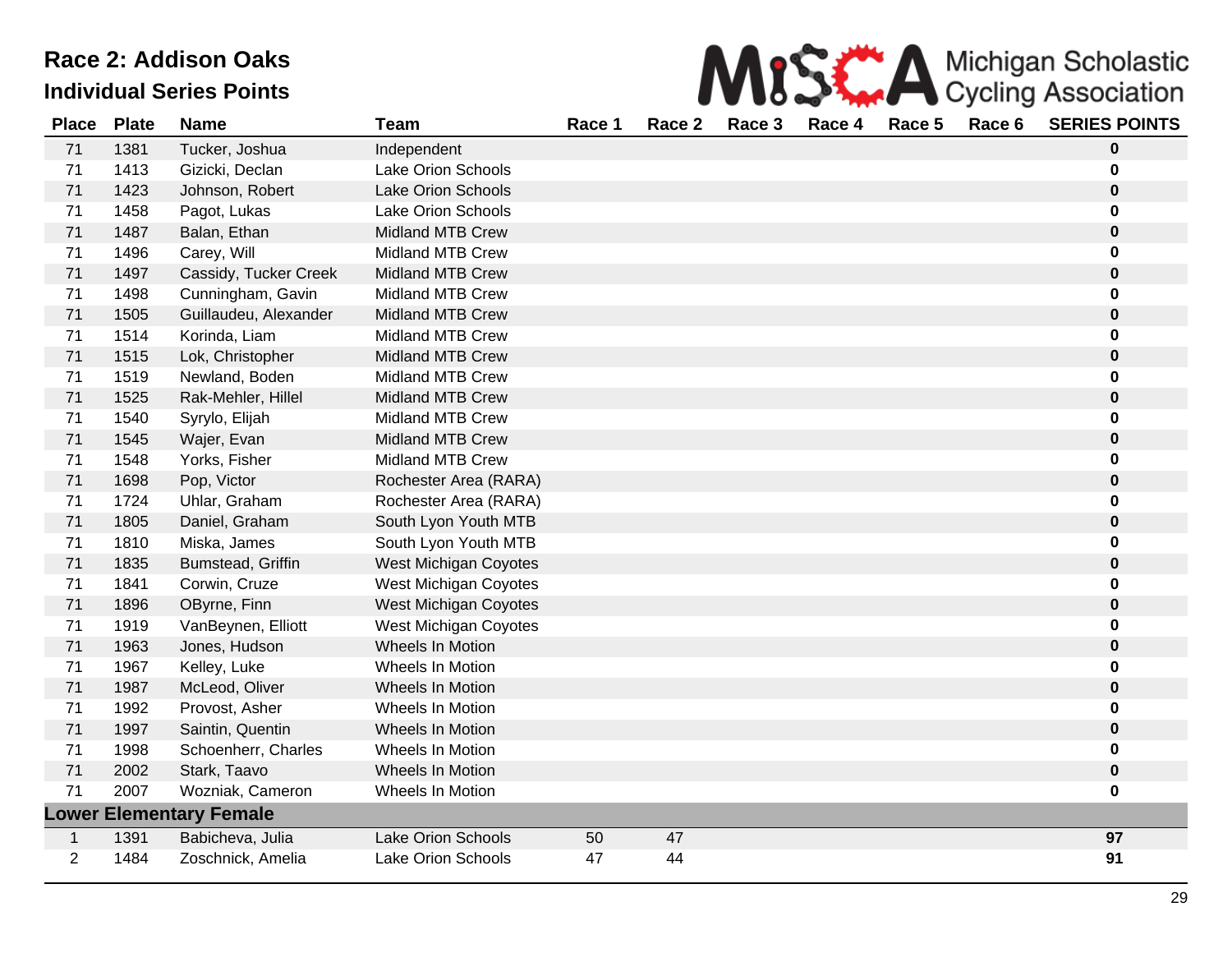# Race 2: Addison Oaks

## Individual Series Points

| Place | Plate | Name | Team | Race 1 | Race 2 | Race 3 | Race 4 | Race 5 | Race 6 | SERIES POINTS |
|---|---|---|---|---|---|---|---|---|---|---|
| 71 | 1381 | Tucker, Joshua | Independent | | | | | | | **0** |
| 71 | 1413 | Gizicki, Declan | Lake Orion Schools | | | | | | | **0** |
| 71 | 1423 | Johnson, Robert | Lake Orion Schools | | | | | | | **0** |
| 71 | 1458 | Pagot, Lukas | Lake Orion Schools | | | | | | | **0** |
| 71 | 1487 | Balan, Ethan | Midland MTB Crew | | | | | | | **0** |
| 71 | 1496 | Carey, Will | Midland MTB Crew | | | | | | | **0** |
| 71 | 1497 | Cassidy, Tucker Creek | Midland MTB Crew | | | | | | | **0** |
| 71 | 1498 | Cunningham, Gavin | Midland MTB Crew | | | | | | | **0** |
| 71 | 1505 | Guillaudeu, Alexander | Midland MTB Crew | | | | | | | **0** |
| 71 | 1514 | Korinda, Liam | Midland MTB Crew | | | | | | | **0** |
| 71 | 1515 | Lok, Christopher | Midland MTB Crew | | | | | | | **0** |
| 71 | 1519 | Newland, Boden | Midland MTB Crew | | | | | | | **0** |
| 71 | 1525 | Rak-Mehler, Hillel | Midland MTB Crew | | | | | | | **0** |
| 71 | 1540 | Syrylo, Elijah | Midland MTB Crew | | | | | | | **0** |
| 71 | 1545 | Wajer, Evan | Midland MTB Crew | | | | | | | **0** |
| 71 | 1548 | Yorks, Fisher | Midland MTB Crew | | | | | | | **0** |
| 71 | 1698 | Pop, Victor | Rochester Area (RARA) | | | | | | | **0** |
| 71 | 1724 | Uhlar, Graham | Rochester Area (RARA) | | | | | | | **0** |
| 71 | 1805 | Daniel, Graham | South Lyon Youth MTB | | | | | | | **0** |
| 71 | 1810 | Miska, James | South Lyon Youth MTB | | | | | | | **0** |
| 71 | 1835 | Bumstead, Griffin | West Michigan Coyotes | | | | | | | **0** |
| 71 | 1841 | Corwin, Cruze | West Michigan Coyotes | | | | | | | **0** |
| 71 | 1896 | OByrne, Finn | West Michigan Coyotes | | | | | | | **0** |
| 71 | 1919 | VanBeynen, Elliott | West Michigan Coyotes | | | | | | | **0** |
| 71 | 1963 | Jones, Hudson | Wheels In Motion | | | | | | | **0** |
| 71 | 1967 | Kelley, Luke | Wheels In Motion | | | | | | | **0** |
| 71 | 1987 | McLeod, Oliver | Wheels In Motion | | | | | | | **0** |
| 71 | 1992 | Provost, Asher | Wheels In Motion | | | | | | | **0** |
| 71 | 1997 | Saintin, Quentin | Wheels In Motion | | | | | | | **0** |
| 71 | 1998 | Schoenherr, Charles | Wheels In Motion | | | | | | | **0** |
| 71 | 2002 | Stark, Taavo | Wheels In Motion | | | | | | | **0** |
| 71 | 2007 | Wozniak, Cameron | Wheels In Motion | | | | | | | **0** |
| **Lower Elementary Female** | | | | | | | | | | |
| 1 | 1391 | Babicheva, Julia | Lake Orion Schools | 50 | 47 | | | | | **97** |
| 2 | 1484 | Zoschnick, Amelia | Lake Orion Schools | 47 | 44 | | | | | **91** |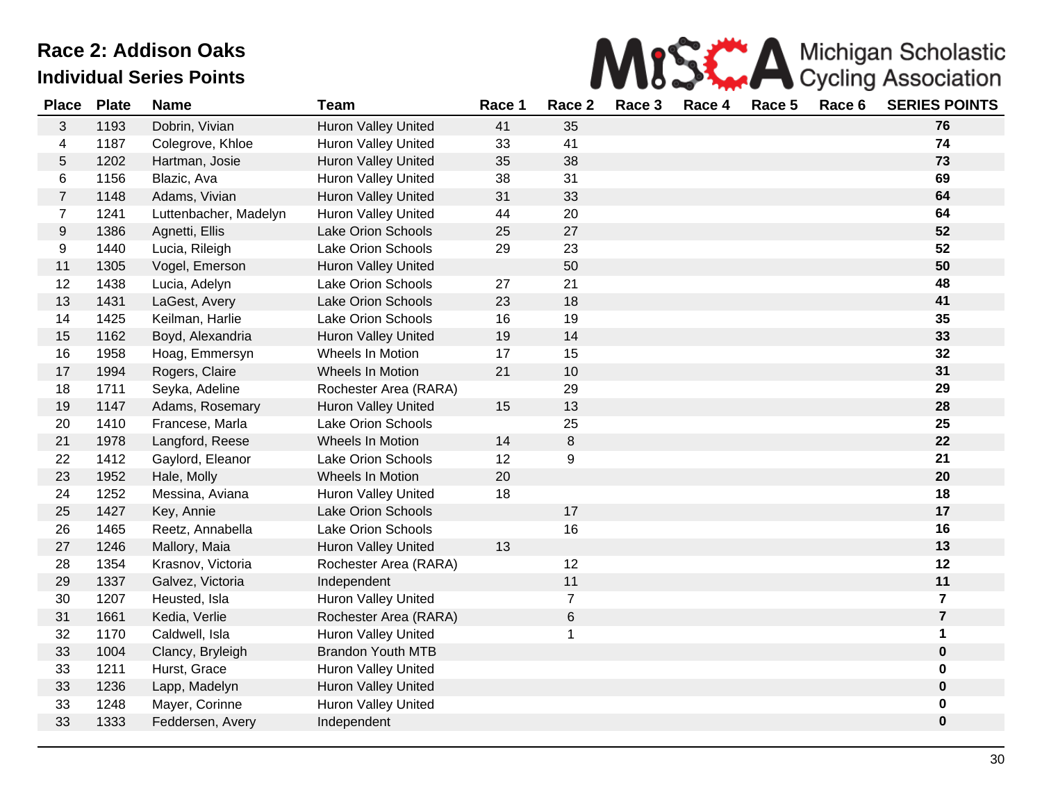# Race 2: Addison Oaks

## Individual Series Points

MiSCA Michigan Scholastic Cycling Association

| Place | Plate | Name | Team | Race 1 | Race 2 | Race 3 | Race 4 | Race 5 | Race 6 | SERIES POINTS |
|---|---|---|---|---|---|---|---|---|---|---|
| 3 | 1193 | Dobrin, Vivian | Huron Valley United | 41 | 35 | | | | | **76** |
| 4 | 1187 | Colegrove, Khloe | Huron Valley United | 33 | 41 | | | | | **74** |
| 5 | 1202 | Hartman, Josie | Huron Valley United | 35 | 38 | | | | | **73** |
| 6 | 1156 | Blazic, Ava | Huron Valley United | 38 | 31 | | | | | **69** |
| 7 | 1148 | Adams, Vivian | Huron Valley United | 31 | 33 | | | | | **64** |
| 7 | 1241 | Luttenbacher, Madelyn | Huron Valley United | 44 | 20 | | | | | **64** |
| 9 | 1386 | Agnetti, Ellis | Lake Orion Schools | 25 | 27 | | | | | **52** |
| 9 | 1440 | Lucia, Rileigh | Lake Orion Schools | 29 | 23 | | | | | **52** |
| 11 | 1305 | Vogel, Emerson | Huron Valley United | | 50 | | | | | **50** |
| 12 | 1438 | Lucia, Adelyn | Lake Orion Schools | 27 | 21 | | | | | **48** |
| 13 | 1431 | LaGest, Avery | Lake Orion Schools | 23 | 18 | | | | | **41** |
| 14 | 1425 | Keilman, Harlie | Lake Orion Schools | 16 | 19 | | | | | **35** |
| 15 | 1162 | Boyd, Alexandria | Huron Valley United | 19 | 14 | | | | | **33** |
| 16 | 1958 | Hoag, Emmersyn | Wheels In Motion | 17 | 15 | | | | | **32** |
| 17 | 1994 | Rogers, Claire | Wheels In Motion | 21 | 10 | | | | | **31** |
| 18 | 1711 | Seyka, Adeline | Rochester Area (RARA) | | 29 | | | | | **29** |
| 19 | 1147 | Adams, Rosemary | Huron Valley United | 15 | 13 | | | | | **28** |
| 20 | 1410 | Francese, Marla | Lake Orion Schools | | 25 | | | | | **25** |
| 21 | 1978 | Langford, Reese | Wheels In Motion | 14 | 8 | | | | | **22** |
| 22 | 1412 | Gaylord, Eleanor | Lake Orion Schools | 12 | 9 | | | | | **21** |
| 23 | 1952 | Hale, Molly | Wheels In Motion | 20 | | | | | | **20** |
| 24 | 1252 | Messina, Aviana | Huron Valley United | 18 | | | | | | **18** |
| 25 | 1427 | Key, Annie | Lake Orion Schools | | 17 | | | | | **17** |
| 26 | 1465 | Reetz, Annabella | Lake Orion Schools | | 16 | | | | | **16** |
| 27 | 1246 | Mallory, Maia | Huron Valley United | 13 | | | | | | **13** |
| 28 | 1354 | Krasnov, Victoria | Rochester Area (RARA) | | 12 | | | | | **12** |
| 29 | 1337 | Galvez, Victoria | Independent | | 11 | | | | | **11** |
| 30 | 1207 | Heusted, Isla | Huron Valley United | | 7 | | | | | **7** |
| 31 | 1661 | Kedia, Verlie | Rochester Area (RARA) | | 6 | | | | | **7** |
| 32 | 1170 | Caldwell, Isla | Huron Valley United | | 1 | | | | | **1** |
| 33 | 1004 | Clancy, Bryleigh | Brandon Youth MTB | | | | | | | **0** |
| 33 | 1211 | Hurst, Grace | Huron Valley United | | | | | | | **0** |
| 33 | 1236 | Lapp, Madelyn | Huron Valley United | | | | | | | **0** |
| 33 | 1248 | Mayer, Corinne | Huron Valley United | | | | | | | **0** |
| 33 | 1333 | Feddersen, Avery | Independent | | | | | | | **0** |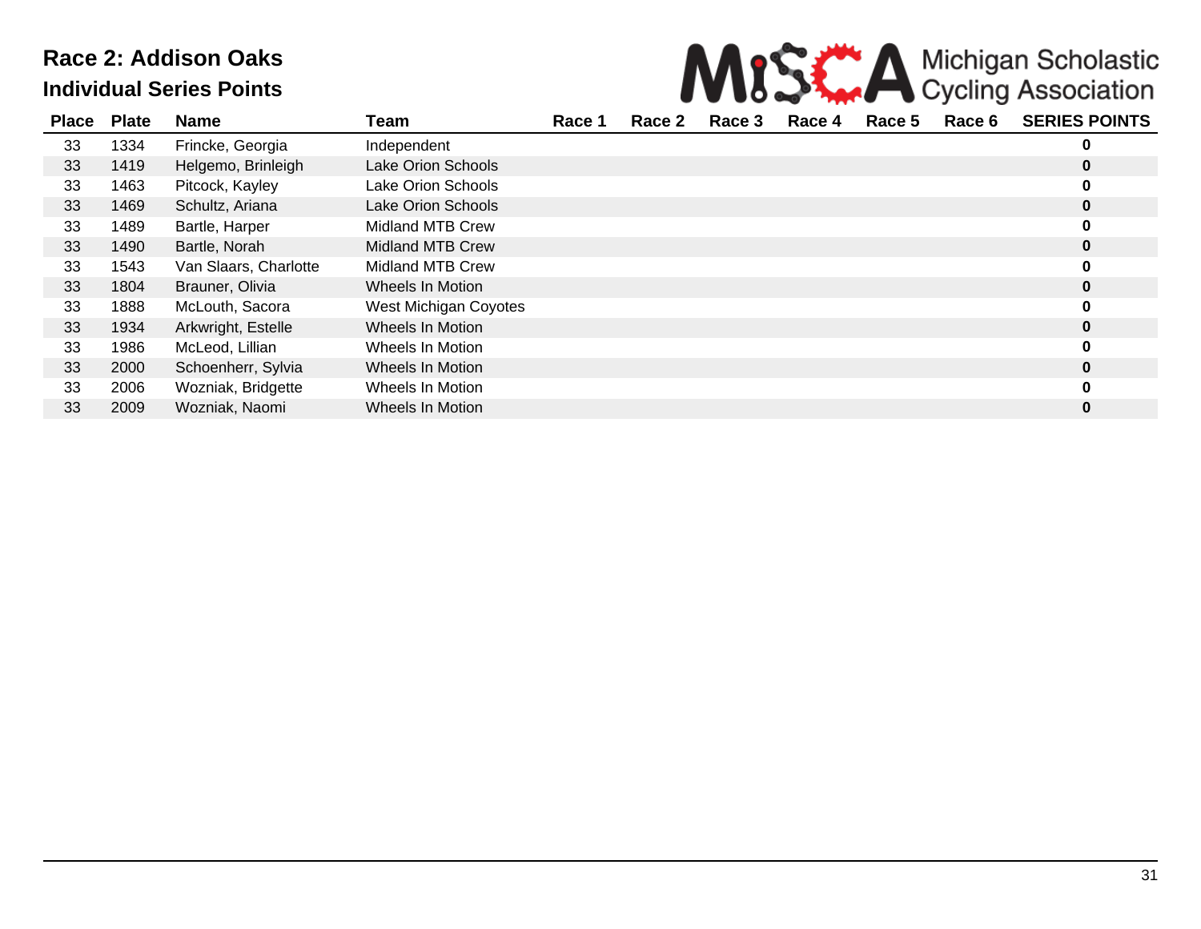# Race 2: Addison Oaks

## Individual Series Points

| Place | Plate | Name | Team | Race 1 | Race 2 | Race 3 | Race 4 | Race 5 | Race 6 | SERIES POINTS |
|---|---|---|---|---|---|---|---|---|---|---|
| 33 | 1334 | Frincke, Georgia | Independent | | | | | | | **0** |
| 33 | 1419 | Helgemo, Brinleigh | Lake Orion Schools | | | | | | | **0** |
| 33 | 1463 | Pitcock, Kayley | Lake Orion Schools | | | | | | | **0** |
| 33 | 1469 | Schultz, Ariana | Lake Orion Schools | | | | | | | **0** |
| 33 | 1489 | Bartle, Harper | Midland MTB Crew | | | | | | | **0** |
| 33 | 1490 | Bartle, Norah | Midland MTB Crew | | | | | | | **0** |
| 33 | 1543 | Van Slaars, Charlotte | Midland MTB Crew | | | | | | | **0** |
| 33 | 1804 | Brauner, Olivia | Wheels In Motion | | | | | | | **0** |
| 33 | 1888 | McLouth, Sacora | West Michigan Coyotes | | | | | | | **0** |
| 33 | 1934 | Arkwright, Estelle | Wheels In Motion | | | | | | | **0** |
| 33 | 1986 | McLeod, Lillian | Wheels In Motion | | | | | | | **0** |
| 33 | 2000 | Schoenherr, Sylvia | Wheels In Motion | | | | | | | **0** |
| 33 | 2006 | Wozniak, Bridgette | Wheels In Motion | | | | | | | **0** |
| 33 | 2009 | Wozniak, Naomi | Wheels In Motion | | | | | | | **0** |